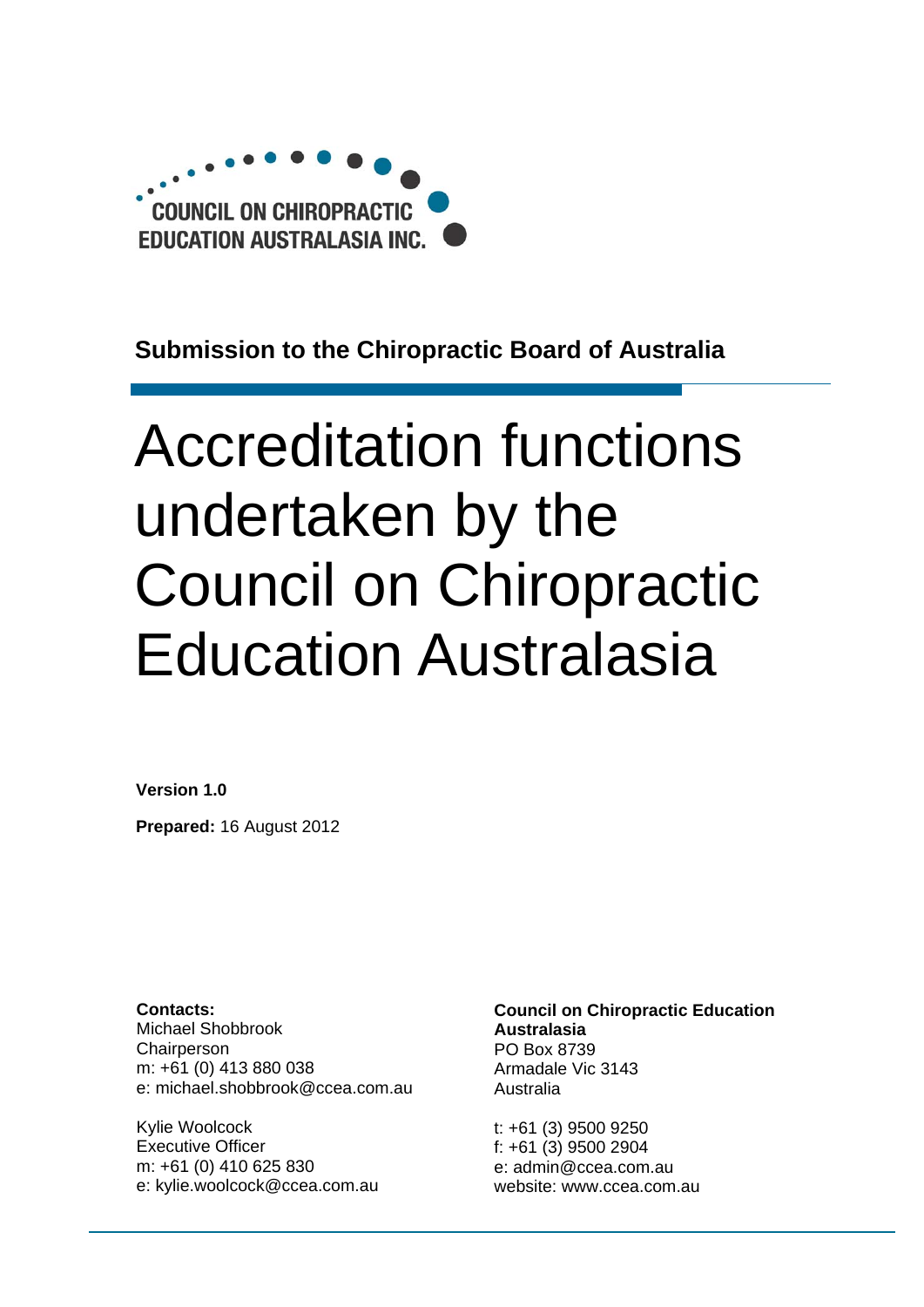COUNCIL ON CHIROPRACTIC EDUCATION AUSTRALASIA INC.

**Submission to the Chiropractic Board of Australia**

# Accreditation functions undertaken by the Council on Chiropractic Education Australasia

**Version 1.0**

**Prepared:** 16 August 2012

**Contacts:**
Michael Shobbrook
Chairperson
m: +61 (0) 413 880 038
e: michael.shobbrook@ccea.com.au

Kylie Woolcock
Executive Officer
m: +61 (0) 410 625 830
e: kylie.woolcock@ccea.com.au

**Council on Chiropractic Education Australasia**
PO Box 8739
Armadale Vic 3143
Australia

t: +61 (3) 9500 9250
f: +61 (3) 9500 2904
e: admin@ccea.com.au
website: www.ccea.com.au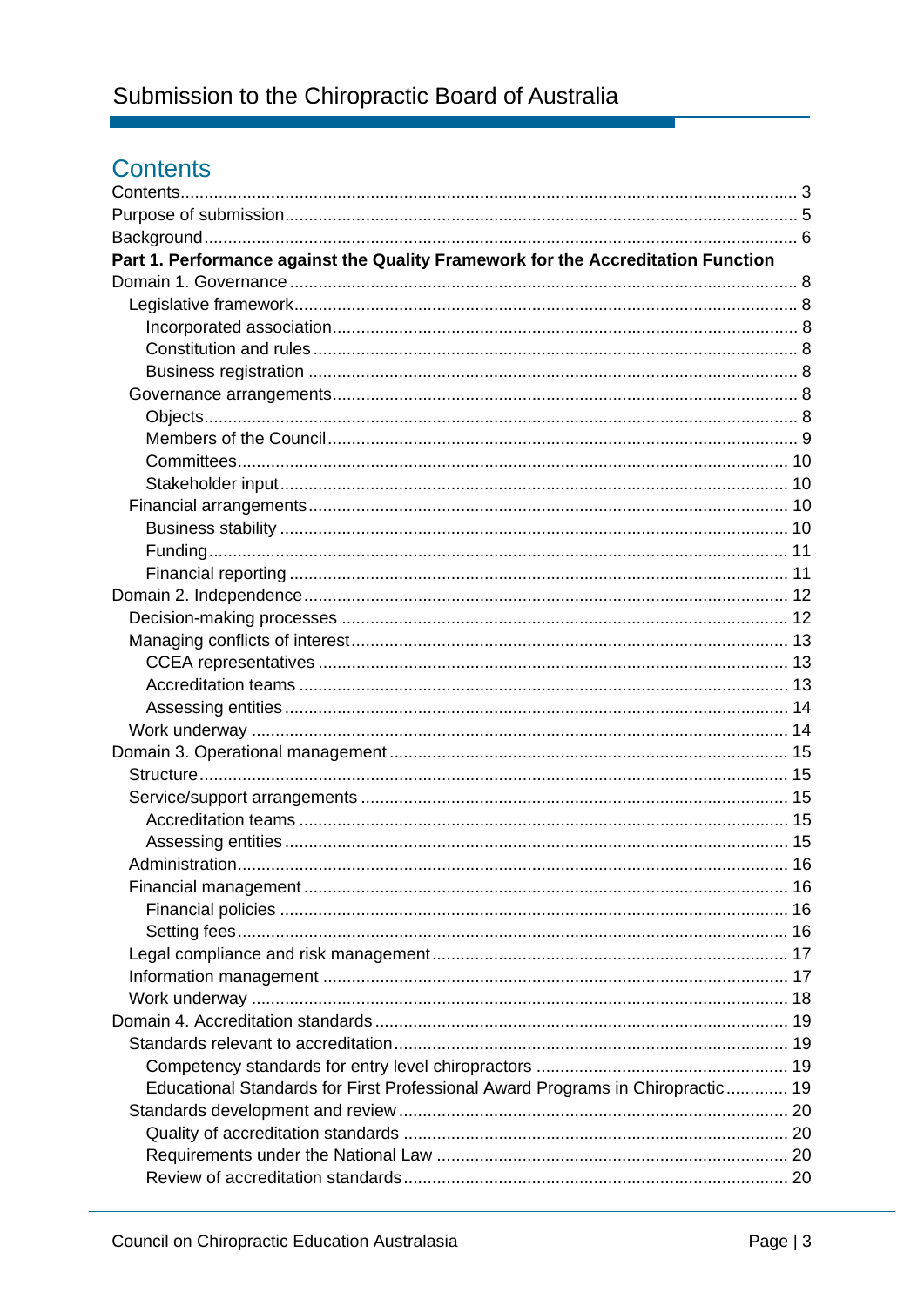## Contents

Contents ..... 3
Purpose of submission ..... 5
Background ..... 6
**Part 1. Performance against the Quality Framework for the Accreditation Function**
Domain 1. Governance ..... 8
- Legislative framework ..... 8
  - Incorporated association ..... 8
  - Constitution and rules ..... 8
  - Business registration ..... 8
- Governance arrangements ..... 8
  - Objects ..... 8
  - Members of the Council ..... 9
  - Committees ..... 10
  - Stakeholder input ..... 10
- Financial arrangements ..... 10
  - Business stability ..... 10
  - Funding ..... 11
  - Financial reporting ..... 11

Domain 2. Independence ..... 12
- Decision-making processes ..... 12
- Managing conflicts of interest ..... 13
  - CCEA representatives ..... 13
  - Accreditation teams ..... 13
  - Assessing entities ..... 14
- Work underway ..... 14

Domain 3. Operational management ..... 15
- Structure ..... 15
- Service/support arrangements ..... 15
  - Accreditation teams ..... 15
  - Assessing entities ..... 15
- Administration ..... 16
- Financial management ..... 16
  - Financial policies ..... 16
  - Setting fees ..... 16
- Legal compliance and risk management ..... 17
- Information management ..... 17
- Work underway ..... 18

Domain 4. Accreditation standards ..... 19
- Standards relevant to accreditation ..... 19
  - Competency standards for entry level chiropractors ..... 19
  - Educational Standards for First Professional Award Programs in Chiropractic ..... 19
- Standards development and review ..... 20
  - Quality of accreditation standards ..... 20
  - Requirements under the National Law ..... 20
  - Review of accreditation standards ..... 20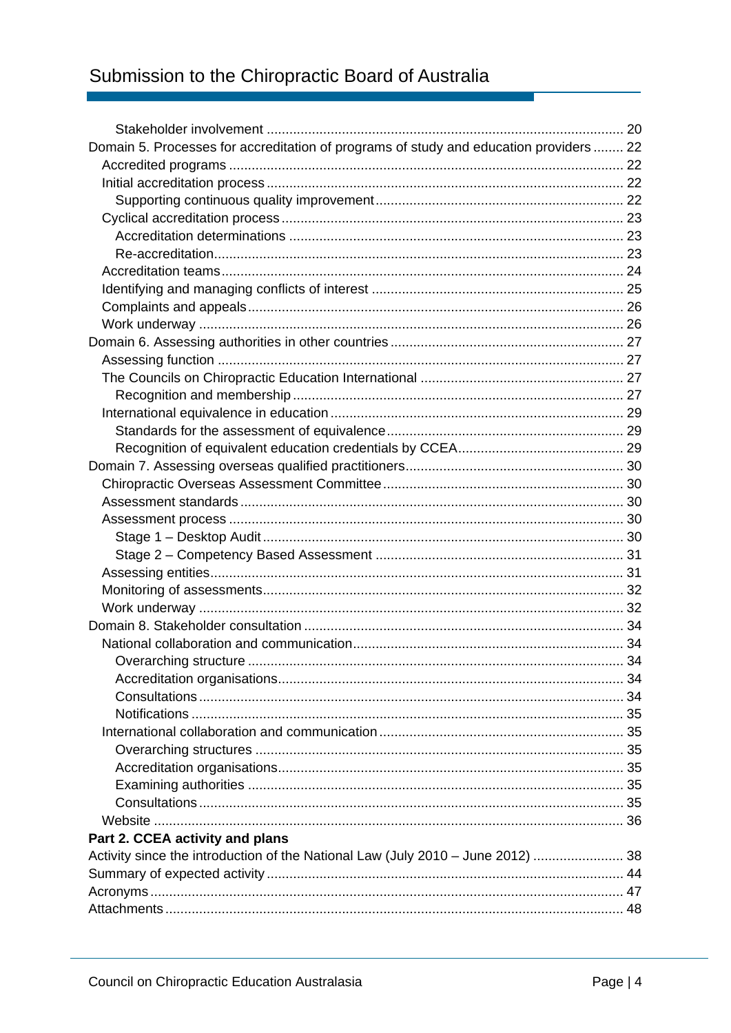- Stakeholder involvement ... 20

Domain 5. Processes for accreditation of programs of study and education providers ... 22

- Accredited programs ... 22
- Initial accreditation process ... 22
  - Supporting continuous quality improvement ... 22
- Cyclical accreditation process ... 23
  - Accreditation determinations ... 23
  - Re-accreditation ... 23
- Accreditation teams ... 24
- Identifying and managing conflicts of interest ... 25
- Complaints and appeals ... 26
- Work underway ... 26

Domain 6. Assessing authorities in other countries ... 27

- Assessing function ... 27
- The Councils on Chiropractic Education International ... 27
  - Recognition and membership ... 27
- International equivalence in education ... 29
  - Standards for the assessment of equivalence ... 29
  - Recognition of equivalent education credentials by CCEA ... 29

Domain 7. Assessing overseas qualified practitioners ... 30

- Chiropractic Overseas Assessment Committee ... 30
- Assessment standards ... 30
- Assessment process ... 30
  - Stage 1 – Desktop Audit ... 30
  - Stage 2 – Competency Based Assessment ... 31
- Assessing entities ... 31
- Monitoring of assessments ... 32
- Work underway ... 32

Domain 8. Stakeholder consultation ... 34

- National collaboration and communication ... 34
  - Overarching structure ... 34
  - Accreditation organisations ... 34
  - Consultations ... 34
  - Notifications ... 35
- International collaboration and communication ... 35
  - Overarching structures ... 35
  - Accreditation organisations ... 35
  - Examining authorities ... 35
  - Consultations ... 35
- Website ... 36

**Part 2. CCEA activity and plans**

Activity since the introduction of the National Law (July 2010 – June 2012) ... 38

Summary of expected activity ... 44

Acronyms ... 47

Attachments ... 48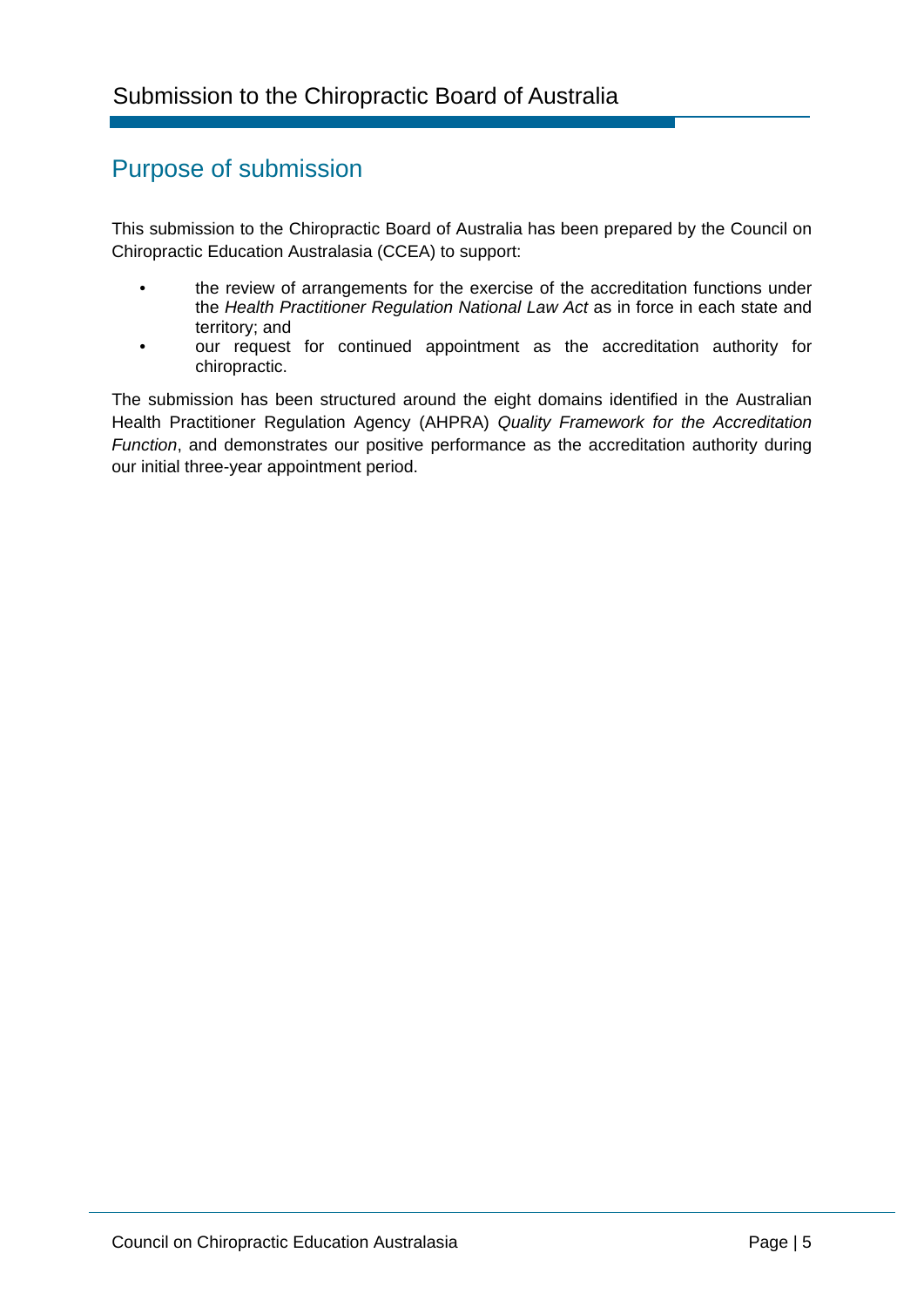## Purpose of submission

This submission to the Chiropractic Board of Australia has been prepared by the Council on Chiropractic Education Australasia (CCEA) to support:

- the review of arrangements for the exercise of the accreditation functions under the *Health Practitioner Regulation National Law Act* as in force in each state and territory; and
- our request for continued appointment as the accreditation authority for chiropractic.

The submission has been structured around the eight domains identified in the Australian Health Practitioner Regulation Agency (AHPRA) *Quality Framework for the Accreditation Function*, and demonstrates our positive performance as the accreditation authority during our initial three-year appointment period.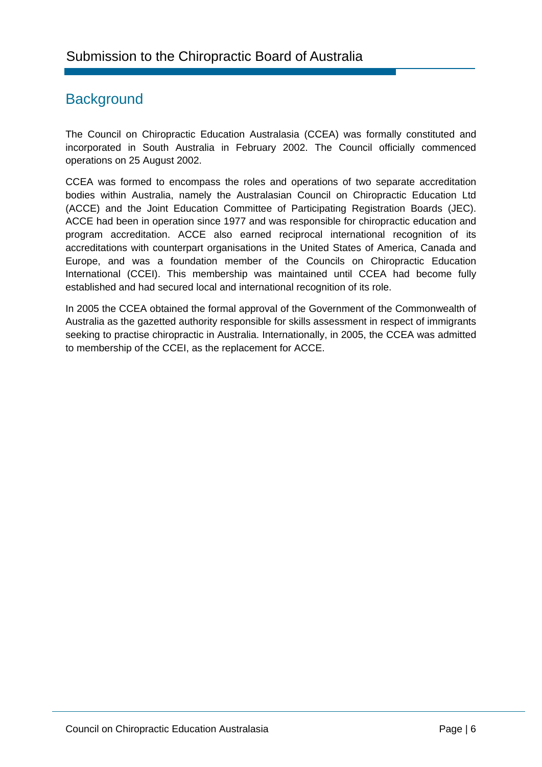## Background

The Council on Chiropractic Education Australasia (CCEA) was formally constituted and incorporated in South Australia in February 2002. The Council officially commenced operations on 25 August 2002.

CCEA was formed to encompass the roles and operations of two separate accreditation bodies within Australia, namely the Australasian Council on Chiropractic Education Ltd (ACCE) and the Joint Education Committee of Participating Registration Boards (JEC). ACCE had been in operation since 1977 and was responsible for chiropractic education and program accreditation. ACCE also earned reciprocal international recognition of its accreditations with counterpart organisations in the United States of America, Canada and Europe, and was a foundation member of the Councils on Chiropractic Education International (CCEI). This membership was maintained until CCEA had become fully established and had secured local and international recognition of its role.

In 2005 the CCEA obtained the formal approval of the Government of the Commonwealth of Australia as the gazetted authority responsible for skills assessment in respect of immigrants seeking to practise chiropractic in Australia. Internationally, in 2005, the CCEA was admitted to membership of the CCEI, as the replacement for ACCE.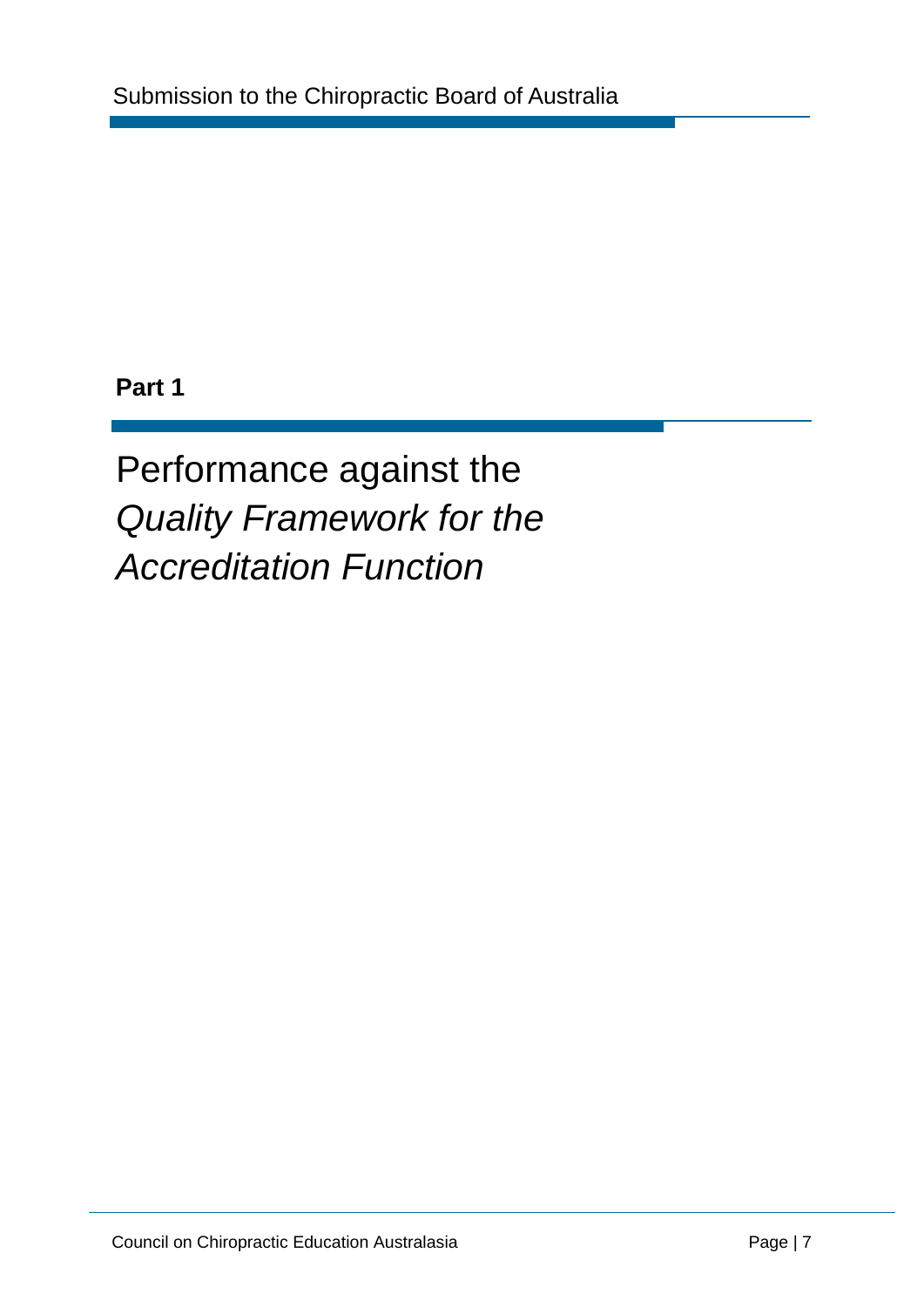**Part 1**

# Performance against the *Quality Framework for the Accreditation Function*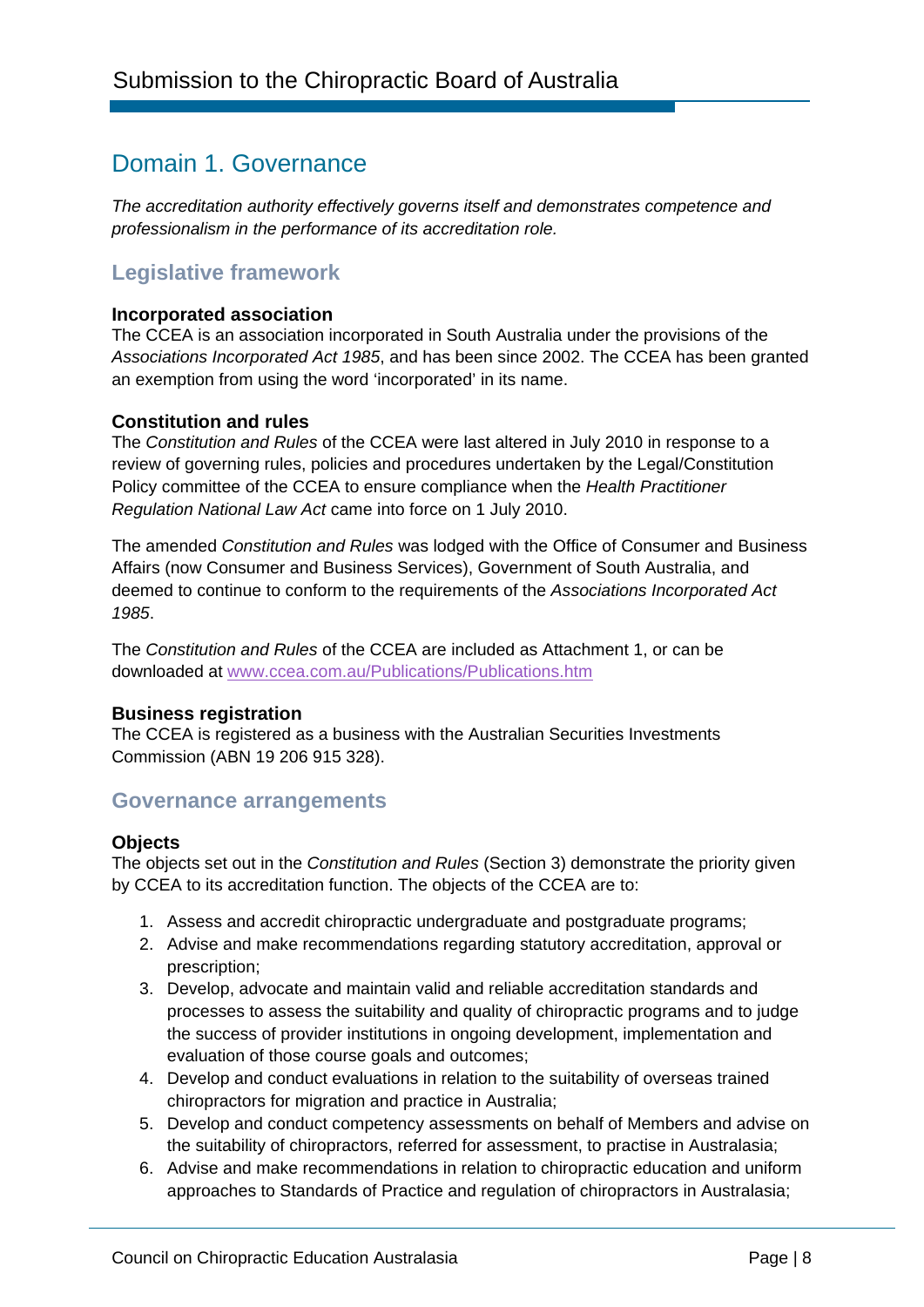# Domain 1. Governance

*The accreditation authority effectively governs itself and demonstrates competence and professionalism in the performance of its accreditation role.*

## Legislative framework

### Incorporated association

The CCEA is an association incorporated in South Australia under the provisions of the *Associations Incorporated Act 1985*, and has been since 2002. The CCEA has been granted an exemption from using the word 'incorporated' in its name.

### Constitution and rules

The *Constitution and Rules* of the CCEA were last altered in July 2010 in response to a review of governing rules, policies and procedures undertaken by the Legal/Constitution Policy committee of the CCEA to ensure compliance when the *Health Practitioner Regulation National Law Act* came into force on 1 July 2010.

The amended *Constitution and Rules* was lodged with the Office of Consumer and Business Affairs (now Consumer and Business Services), Government of South Australia, and deemed to continue to conform to the requirements of the *Associations Incorporated Act 1985*.

The *Constitution and Rules* of the CCEA are included as Attachment 1, or can be downloaded at www.ccea.com.au/Publications/Publications.htm

### Business registration

The CCEA is registered as a business with the Australian Securities Investments Commission (ABN 19 206 915 328).

## Governance arrangements

### Objects

The objects set out in the *Constitution and Rules* (Section 3) demonstrate the priority given by CCEA to its accreditation function. The objects of the CCEA are to:

1. Assess and accredit chiropractic undergraduate and postgraduate programs;
2. Advise and make recommendations regarding statutory accreditation, approval or prescription;
3. Develop, advocate and maintain valid and reliable accreditation standards and processes to assess the suitability and quality of chiropractic programs and to judge the success of provider institutions in ongoing development, implementation and evaluation of those course goals and outcomes;
4. Develop and conduct evaluations in relation to the suitability of overseas trained chiropractors for migration and practice in Australia;
5. Develop and conduct competency assessments on behalf of Members and advise on the suitability of chiropractors, referred for assessment, to practise in Australasia;
6. Advise and make recommendations in relation to chiropractic education and uniform approaches to Standards of Practice and regulation of chiropractors in Australasia;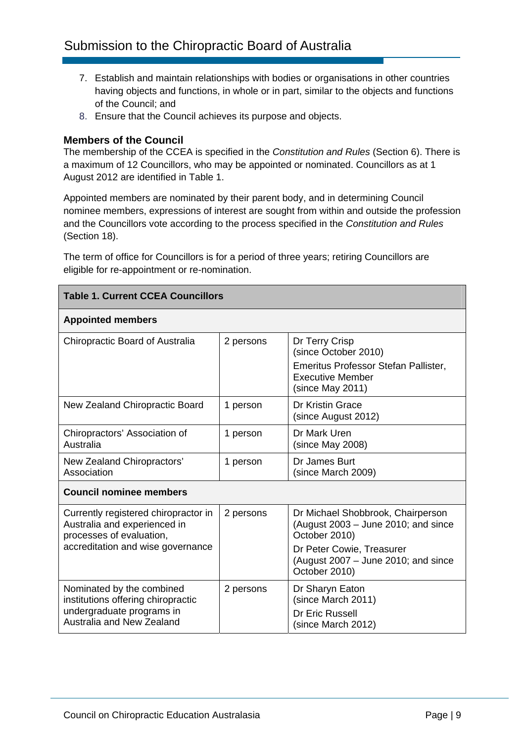7. Establish and maintain relationships with bodies or organisations in other countries having objects and functions, in whole or in part, similar to the objects and functions of the Council; and
8. Ensure that the Council achieves its purpose and objects.

### Members of the Council

The membership of the CCEA is specified in the *Constitution and Rules* (Section 6). There is a maximum of 12 Councillors, who may be appointed or nominated. Councillors as at 1 August 2012 are identified in Table 1.

Appointed members are nominated by their parent body, and in determining Council nominee members, expressions of interest are sought from within and outside the profession and the Councillors vote according to the process specified in the *Constitution and Rules* (Section 18).

The term of office for Councillors is for a period of three years; retiring Councillors are eligible for re-appointment or re-nomination.

| **Table 1. Current CCEA Councillors** | | |
|---|---|---|
| **Appointed members** | | |
| Chiropractic Board of Australia | 2 persons | Dr Terry Crisp (since October 2010)<br>Emeritus Professor Stefan Pallister, Executive Member (since May 2011) |
| New Zealand Chiropractic Board | 1 person | Dr Kristin Grace (since August 2012) |
| Chiropractors' Association of Australia | 1 person | Dr Mark Uren (since May 2008) |
| New Zealand Chiropractors' Association | 1 person | Dr James Burt (since March 2009) |
| **Council nominee members** | | |
| Currently registered chiropractor in Australia and experienced in processes of evaluation, accreditation and wise governance | 2 persons | Dr Michael Shobbrook, Chairperson (August 2003 – June 2010; and since October 2010)<br>Dr Peter Cowie, Treasurer (August 2007 – June 2010; and since October 2010) |
| Nominated by the combined institutions offering chiropractic undergraduate programs in Australia and New Zealand | 2 persons | Dr Sharyn Eaton (since March 2011)<br>Dr Eric Russell (since March 2012) |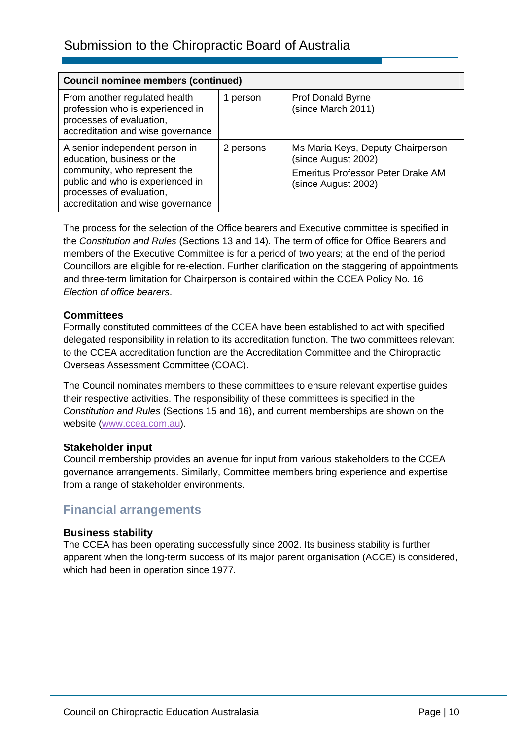| Council nominee members (continued) | | |
|---|---|---|
| From another regulated health profession who is experienced in processes of evaluation, accreditation and wise governance | 1 person | Prof Donald Byrne (since March 2011) |
| A senior independent person in education, business or the community, who represent the public and who is experienced in processes of evaluation, accreditation and wise governance | 2 persons | Ms Maria Keys, Deputy Chairperson (since August 2002)<br>Emeritus Professor Peter Drake AM (since August 2002) |

The process for the selection of the Office bearers and Executive committee is specified in the *Constitution and Rules* (Sections 13 and 14). The term of office for Office Bearers and members of the Executive Committee is for a period of two years; at the end of the period Councillors are eligible for re-election. Further clarification on the staggering of appointments and three-term limitation for Chairperson is contained within the CCEA Policy No. 16 *Election of office bearers*.

### Committees

Formally constituted committees of the CCEA have been established to act with specified delegated responsibility in relation to its accreditation function. The two committees relevant to the CCEA accreditation function are the Accreditation Committee and the Chiropractic Overseas Assessment Committee (COAC).

The Council nominates members to these committees to ensure relevant expertise guides their respective activities. The responsibility of these committees is specified in the *Constitution and Rules* (Sections 15 and 16), and current memberships are shown on the website (www.ccea.com.au).

### Stakeholder input

Council membership provides an avenue for input from various stakeholders to the CCEA governance arrangements. Similarly, Committee members bring experience and expertise from a range of stakeholder environments.

## Financial arrangements

### Business stability

The CCEA has been operating successfully since 2002. Its business stability is further apparent when the long-term success of its major parent organisation (ACCE) is considered, which had been in operation since 1977.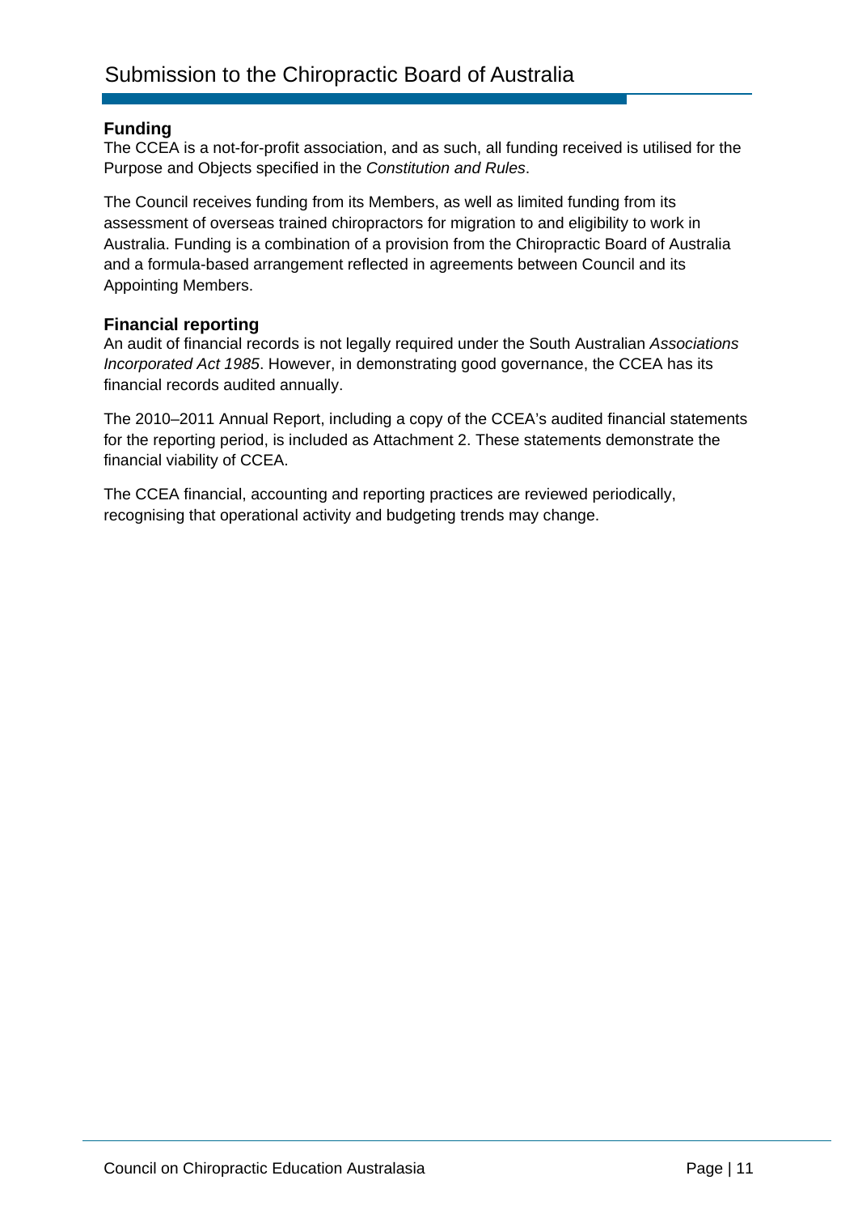## Funding

The CCEA is a not-for-profit association, and as such, all funding received is utilised for the Purpose and Objects specified in the *Constitution and Rules*.

The Council receives funding from its Members, as well as limited funding from its assessment of overseas trained chiropractors for migration to and eligibility to work in Australia. Funding is a combination of a provision from the Chiropractic Board of Australia and a formula-based arrangement reflected in agreements between Council and its Appointing Members.

## Financial reporting

An audit of financial records is not legally required under the South Australian *Associations Incorporated Act 1985*. However, in demonstrating good governance, the CCEA has its financial records audited annually.

The 2010–2011 Annual Report, including a copy of the CCEA's audited financial statements for the reporting period, is included as Attachment 2. These statements demonstrate the financial viability of CCEA.

The CCEA financial, accounting and reporting practices are reviewed periodically, recognising that operational activity and budgeting trends may change.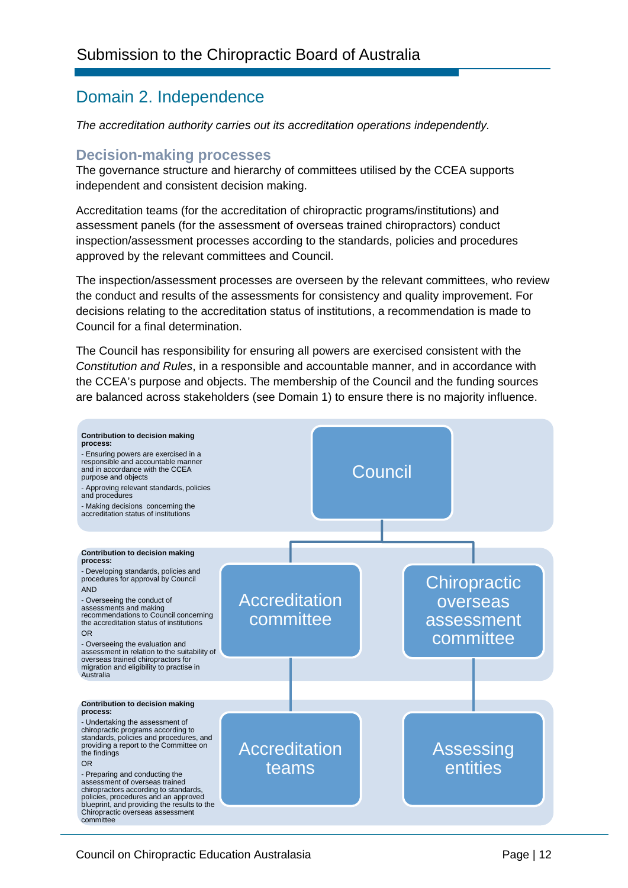## Domain 2. Independence

*The accreditation authority carries out its accreditation operations independently.*

### Decision-making processes

The governance structure and hierarchy of committees utilised by the CCEA supports independent and consistent decision making.

Accreditation teams (for the accreditation of chiropractic programs/institutions) and assessment panels (for the assessment of overseas trained chiropractors) conduct inspection/assessment processes according to the standards, policies and procedures approved by the relevant committees and Council.

The inspection/assessment processes are overseen by the relevant committees, who review the conduct and results of the assessments for consistency and quality improvement. For decisions relating to the accreditation status of institutions, a recommendation is made to Council for a final determination.

The Council has responsibility for ensuring all powers are exercised consistent with the *Constitution and Rules*, in a responsible and accountable manner, and in accordance with the CCEA's purpose and objects. The membership of the Council and the funding sources are balanced across stakeholders (see Domain 1) to ensure there is no majority influence.

**Contribution to decision making process:**

- Ensuring powers are exercised in a responsible and accountable manner and in accordance with the CCEA purpose and objects
- Approving relevant standards, policies and procedures
- Making decisions concerning the accreditation status of institutions

Council

**Contribution to decision making process:**

- Developing standards, policies and procedures for approval by Council

AND

- Overseeing the conduct of assessments and making recommendations to Council concerning the accreditation status of institutions

OR

- Overseeing the evaluation and assessment in relation to the suitability of overseas trained chiropractors for migration and eligibility to practise in Australia

Accreditation committee | Chiropractic overseas assessment committee

**Contribution to decision making process:**

- Undertaking the assessment of chiropractic programs according to standards, policies and procedures, and providing a report to the Committee on the findings

OR

- Preparing and conducting the assessment of overseas trained chiropractors according to standards, policies, procedures and an approved blueprint, and providing the results to the Chiropractic overseas assessment committee

Accreditation teams | Assessing entities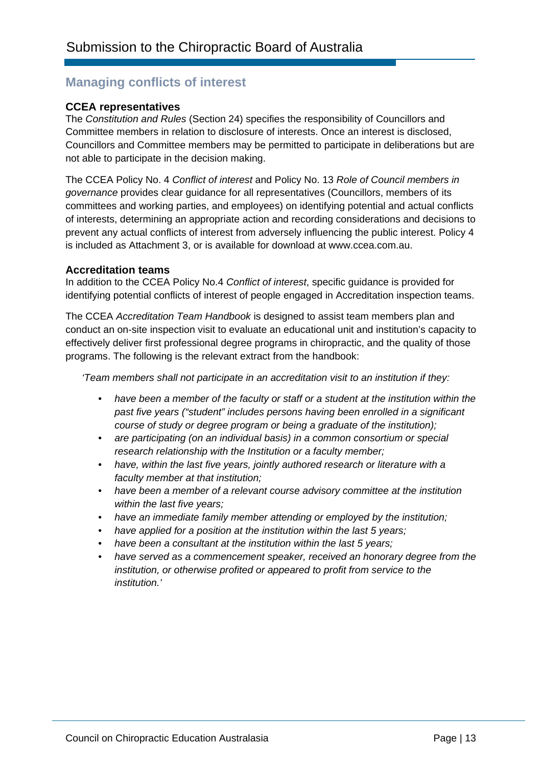## Managing conflicts of interest

### CCEA representatives

The *Constitution and Rules* (Section 24) specifies the responsibility of Councillors and Committee members in relation to disclosure of interests. Once an interest is disclosed, Councillors and Committee members may be permitted to participate in deliberations but are not able to participate in the decision making.

The CCEA Policy No. 4 *Conflict of interest* and Policy No. 13 *Role of Council members in governance* provides clear guidance for all representatives (Councillors, members of its committees and working parties, and employees) on identifying potential and actual conflicts of interests, determining an appropriate action and recording considerations and decisions to prevent any actual conflicts of interest from adversely influencing the public interest. Policy 4 is included as Attachment 3, or is available for download at www.ccea.com.au.

### Accreditation teams

In addition to the CCEA Policy No.4 *Conflict of interest*, specific guidance is provided for identifying potential conflicts of interest of people engaged in Accreditation inspection teams.

The CCEA *Accreditation Team Handbook* is designed to assist team members plan and conduct an on-site inspection visit to evaluate an educational unit and institution's capacity to effectively deliver first professional degree programs in chiropractic, and the quality of those programs. The following is the relevant extract from the handbook:

> *'Team members shall not participate in an accreditation visit to an institution if they:*
>
> - *have been a member of the faculty or staff or a student at the institution within the past five years ("student" includes persons having been enrolled in a significant course of study or degree program or being a graduate of the institution);*
> - *are participating (on an individual basis) in a common consortium or special research relationship with the Institution or a faculty member;*
> - *have, within the last five years, jointly authored research or literature with a faculty member at that institution;*
> - *have been a member of a relevant course advisory committee at the institution within the last five years;*
> - *have an immediate family member attending or employed by the institution;*
> - *have applied for a position at the institution within the last 5 years;*
> - *have been a consultant at the institution within the last 5 years;*
> - *have served as a commencement speaker, received an honorary degree from the institution, or otherwise profited or appeared to profit from service to the institution.'*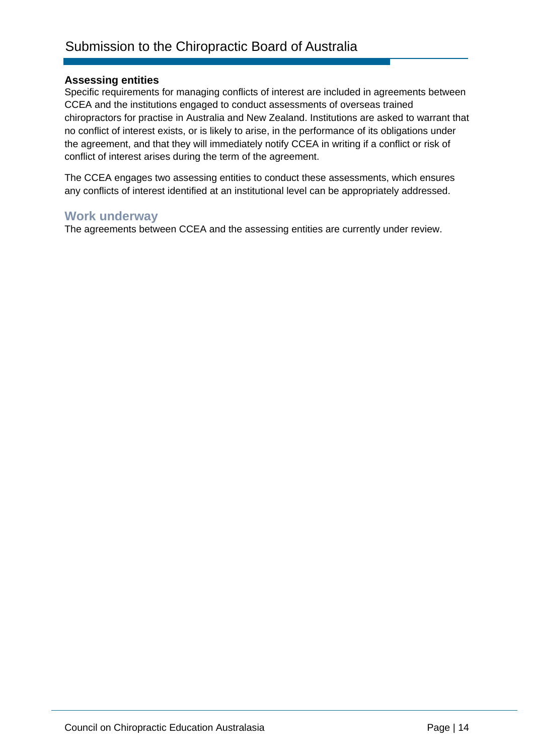**Assessing entities**

Specific requirements for managing conflicts of interest are included in agreements between CCEA and the institutions engaged to conduct assessments of overseas trained chiropractors for practise in Australia and New Zealand. Institutions are asked to warrant that no conflict of interest exists, or is likely to arise, in the performance of its obligations under the agreement, and that they will immediately notify CCEA in writing if a conflict or risk of conflict of interest arises during the term of the agreement.

The CCEA engages two assessing entities to conduct these assessments, which ensures any conflicts of interest identified at an institutional level can be appropriately addressed.

## Work underway

The agreements between CCEA and the assessing entities are currently under review.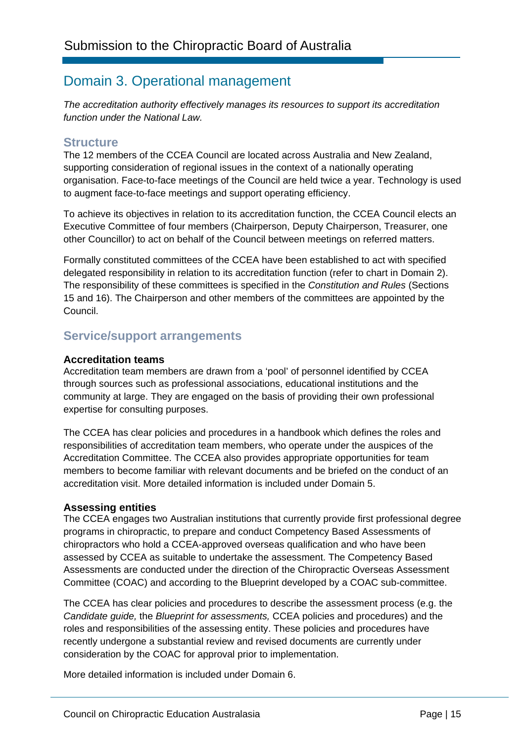# Domain 3. Operational management

*The accreditation authority effectively manages its resources to support its accreditation function under the National Law.*

## Structure

The 12 members of the CCEA Council are located across Australia and New Zealand, supporting consideration of regional issues in the context of a nationally operating organisation. Face-to-face meetings of the Council are held twice a year. Technology is used to augment face-to-face meetings and support operating efficiency.

To achieve its objectives in relation to its accreditation function, the CCEA Council elects an Executive Committee of four members (Chairperson, Deputy Chairperson, Treasurer, one other Councillor) to act on behalf of the Council between meetings on referred matters.

Formally constituted committees of the CCEA have been established to act with specified delegated responsibility in relation to its accreditation function (refer to chart in Domain 2). The responsibility of these committees is specified in the *Constitution and Rules* (Sections 15 and 16). The Chairperson and other members of the committees are appointed by the Council.

## Service/support arrangements

### Accreditation teams

Accreditation team members are drawn from a 'pool' of personnel identified by CCEA through sources such as professional associations, educational institutions and the community at large. They are engaged on the basis of providing their own professional expertise for consulting purposes.

The CCEA has clear policies and procedures in a handbook which defines the roles and responsibilities of accreditation team members, who operate under the auspices of the Accreditation Committee. The CCEA also provides appropriate opportunities for team members to become familiar with relevant documents and be briefed on the conduct of an accreditation visit. More detailed information is included under Domain 5.

### Assessing entities

The CCEA engages two Australian institutions that currently provide first professional degree programs in chiropractic, to prepare and conduct Competency Based Assessments of chiropractors who hold a CCEA-approved overseas qualification and who have been assessed by CCEA as suitable to undertake the assessment. The Competency Based Assessments are conducted under the direction of the Chiropractic Overseas Assessment Committee (COAC) and according to the Blueprint developed by a COAC sub-committee.

The CCEA has clear policies and procedures to describe the assessment process (e.g. the *Candidate guide,* the *Blueprint for assessments,* CCEA policies and procedures) and the roles and responsibilities of the assessing entity. These policies and procedures have recently undergone a substantial review and revised documents are currently under consideration by the COAC for approval prior to implementation.

More detailed information is included under Domain 6.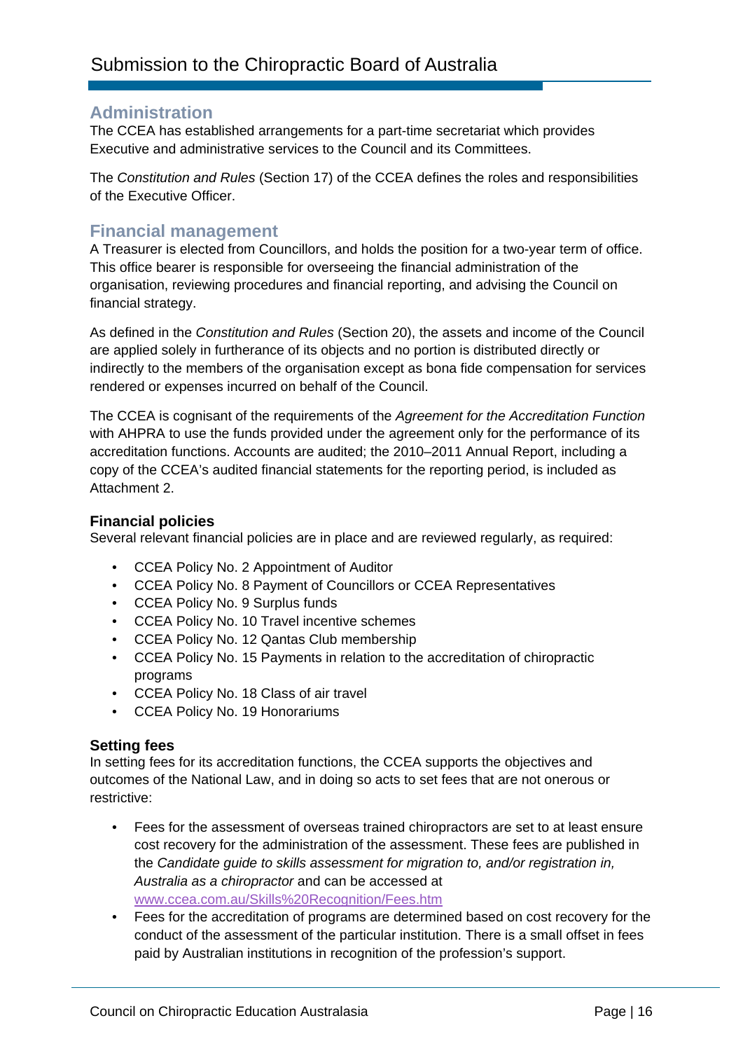## Administration

The CCEA has established arrangements for a part-time secretariat which provides Executive and administrative services to the Council and its Committees.

The *Constitution and Rules* (Section 17) of the CCEA defines the roles and responsibilities of the Executive Officer.

## Financial management

A Treasurer is elected from Councillors, and holds the position for a two-year term of office. This office bearer is responsible for overseeing the financial administration of the organisation, reviewing procedures and financial reporting, and advising the Council on financial strategy.

As defined in the *Constitution and Rules* (Section 20), the assets and income of the Council are applied solely in furtherance of its objects and no portion is distributed directly or indirectly to the members of the organisation except as bona fide compensation for services rendered or expenses incurred on behalf of the Council.

The CCEA is cognisant of the requirements of the *Agreement for the Accreditation Function* with AHPRA to use the funds provided under the agreement only for the performance of its accreditation functions. Accounts are audited; the 2010–2011 Annual Report, including a copy of the CCEA's audited financial statements for the reporting period, is included as Attachment 2.

### Financial policies

Several relevant financial policies are in place and are reviewed regularly, as required:

- CCEA Policy No. 2 Appointment of Auditor
- CCEA Policy No. 8 Payment of Councillors or CCEA Representatives
- CCEA Policy No. 9 Surplus funds
- CCEA Policy No. 10 Travel incentive schemes
- CCEA Policy No. 12 Qantas Club membership
- CCEA Policy No. 15 Payments in relation to the accreditation of chiropractic programs
- CCEA Policy No. 18 Class of air travel
- CCEA Policy No. 19 Honorariums

### Setting fees

In setting fees for its accreditation functions, the CCEA supports the objectives and outcomes of the National Law, and in doing so acts to set fees that are not onerous or restrictive:

- Fees for the assessment of overseas trained chiropractors are set to at least ensure cost recovery for the administration of the assessment. These fees are published in the *Candidate guide to skills assessment for migration to, and/or registration in, Australia as a chiropractor* and can be accessed at www.ccea.com.au/Skills%20Recognition/Fees.htm
- Fees for the accreditation of programs are determined based on cost recovery for the conduct of the assessment of the particular institution. There is a small offset in fees paid by Australian institutions in recognition of the profession's support.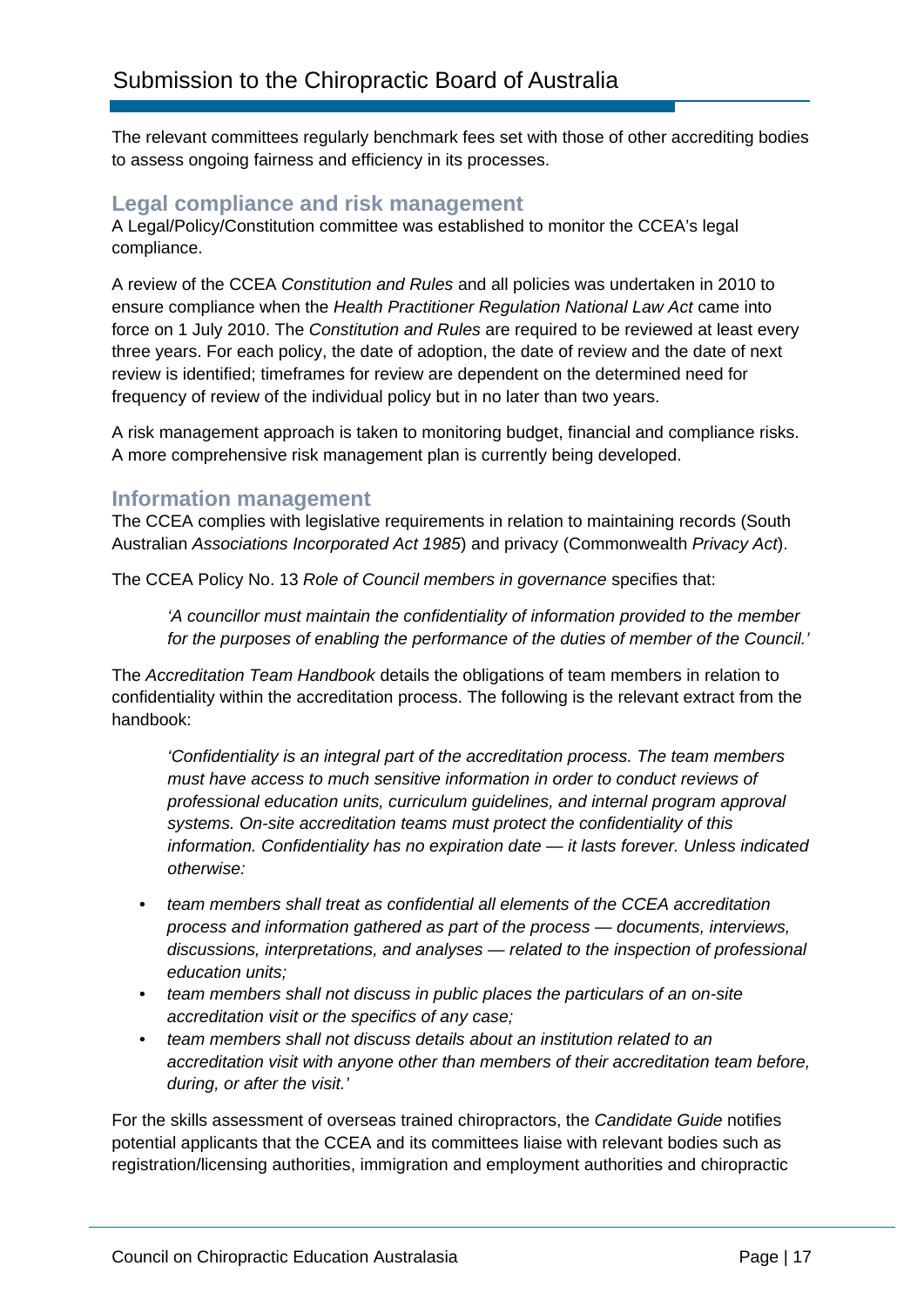The relevant committees regularly benchmark fees set with those of other accrediting bodies to assess ongoing fairness and efficiency in its processes.

## Legal compliance and risk management

A Legal/Policy/Constitution committee was established to monitor the CCEA's legal compliance.

A review of the CCEA *Constitution and Rules* and all policies was undertaken in 2010 to ensure compliance when the *Health Practitioner Regulation National Law Act* came into force on 1 July 2010. The *Constitution and Rules* are required to be reviewed at least every three years. For each policy, the date of adoption, the date of review and the date of next review is identified; timeframes for review are dependent on the determined need for frequency of review of the individual policy but in no later than two years.

A risk management approach is taken to monitoring budget, financial and compliance risks. A more comprehensive risk management plan is currently being developed.

## Information management

The CCEA complies with legislative requirements in relation to maintaining records (South Australian *Associations Incorporated Act 1985*) and privacy (Commonwealth *Privacy Act*).

The CCEA Policy No. 13 *Role of Council members in governance* specifies that:

> *'A councillor must maintain the confidentiality of information provided to the member for the purposes of enabling the performance of the duties of member of the Council.'*

The *Accreditation Team Handbook* details the obligations of team members in relation to confidentiality within the accreditation process. The following is the relevant extract from the handbook:

> *'Confidentiality is an integral part of the accreditation process. The team members must have access to much sensitive information in order to conduct reviews of professional education units, curriculum guidelines, and internal program approval systems. On-site accreditation teams must protect the confidentiality of this information. Confidentiality has no expiration date — it lasts forever. Unless indicated otherwise:*

- *team members shall treat as confidential all elements of the CCEA accreditation process and information gathered as part of the process — documents, interviews, discussions, interpretations, and analyses — related to the inspection of professional education units;*
- *team members shall not discuss in public places the particulars of an on-site accreditation visit or the specifics of any case;*
- *team members shall not discuss details about an institution related to an accreditation visit with anyone other than members of their accreditation team before, during, or after the visit.'*

For the skills assessment of overseas trained chiropractors, the *Candidate Guide* notifies potential applicants that the CCEA and its committees liaise with relevant bodies such as registration/licensing authorities, immigration and employment authorities and chiropractic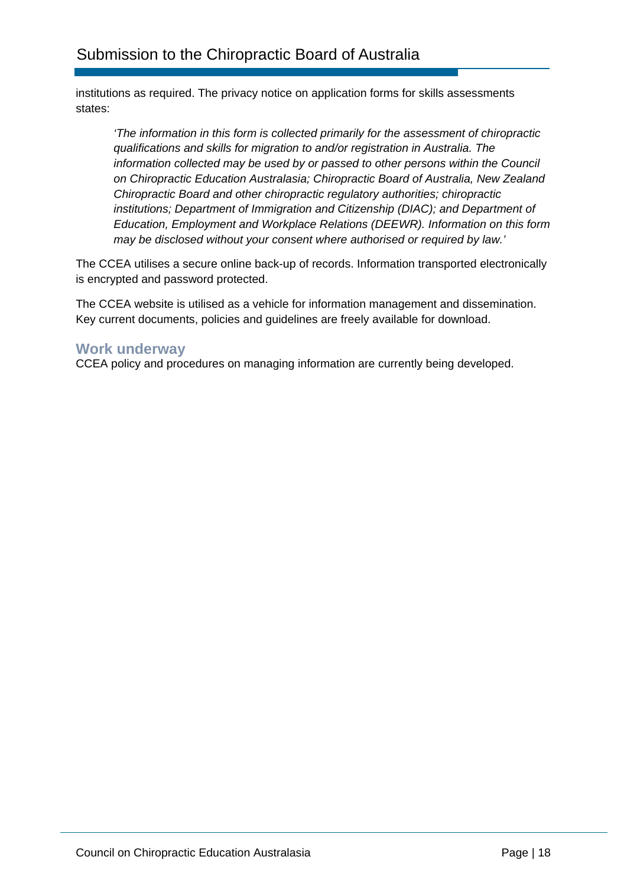institutions as required. The privacy notice on application forms for skills assessments states:

> *'The information in this form is collected primarily for the assessment of chiropractic qualifications and skills for migration to and/or registration in Australia. The information collected may be used by or passed to other persons within the Council on Chiropractic Education Australasia; Chiropractic Board of Australia, New Zealand Chiropractic Board and other chiropractic regulatory authorities; chiropractic institutions; Department of Immigration and Citizenship (DIAC); and Department of Education, Employment and Workplace Relations (DEEWR). Information on this form may be disclosed without your consent where authorised or required by law.'*

The CCEA utilises a secure online back-up of records. Information transported electronically is encrypted and password protected.

The CCEA website is utilised as a vehicle for information management and dissemination. Key current documents, policies and guidelines are freely available for download.

### Work underway

CCEA policy and procedures on managing information are currently being developed.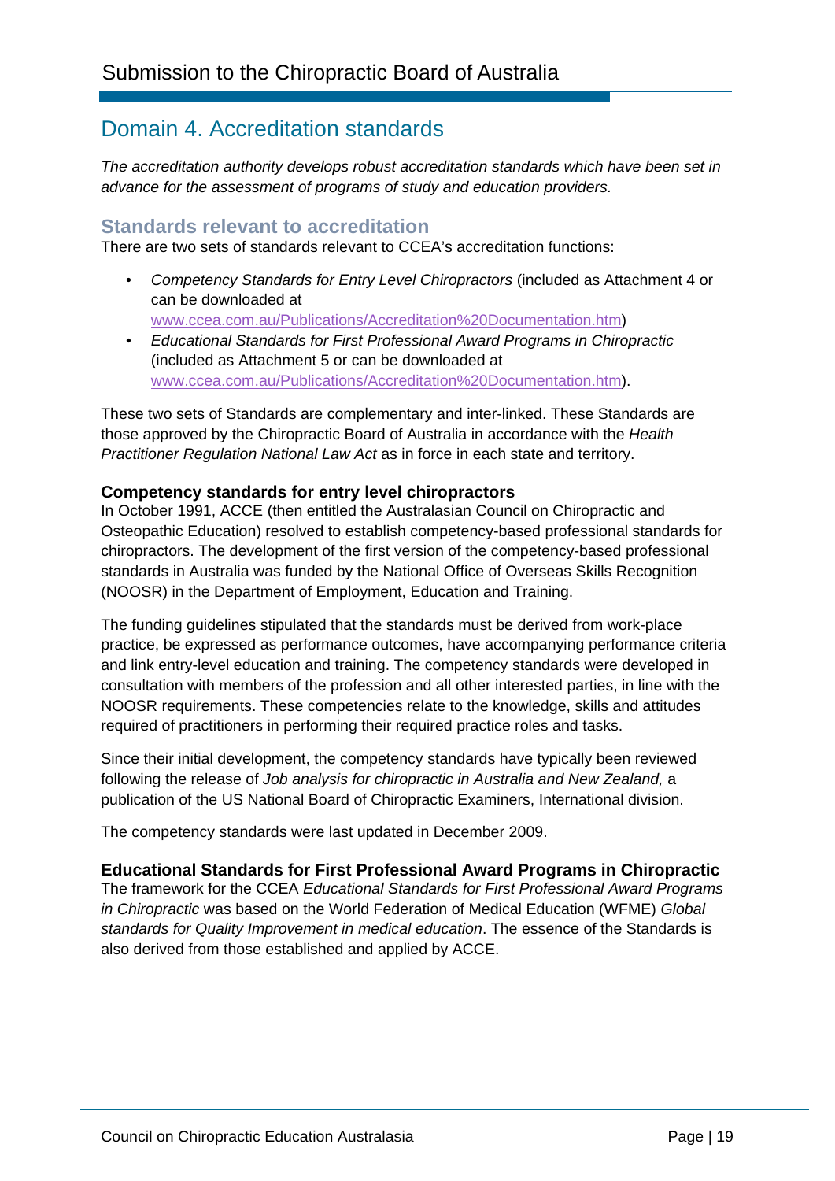# Domain 4. Accreditation standards

*The accreditation authority develops robust accreditation standards which have been set in advance for the assessment of programs of study and education providers.*

## Standards relevant to accreditation

There are two sets of standards relevant to CCEA's accreditation functions:

- *Competency Standards for Entry Level Chiropractors* (included as Attachment 4 or can be downloaded at www.ccea.com.au/Publications/Accreditation%20Documentation.htm)
- *Educational Standards for First Professional Award Programs in Chiropractic* (included as Attachment 5 or can be downloaded at www.ccea.com.au/Publications/Accreditation%20Documentation.htm).

These two sets of Standards are complementary and inter-linked. These Standards are those approved by the Chiropractic Board of Australia in accordance with the *Health Practitioner Regulation National Law Act* as in force in each state and territory.

### Competency standards for entry level chiropractors

In October 1991, ACCE (then entitled the Australasian Council on Chiropractic and Osteopathic Education) resolved to establish competency-based professional standards for chiropractors. The development of the first version of the competency-based professional standards in Australia was funded by the National Office of Overseas Skills Recognition (NOOSR) in the Department of Employment, Education and Training.

The funding guidelines stipulated that the standards must be derived from work-place practice, be expressed as performance outcomes, have accompanying performance criteria and link entry-level education and training. The competency standards were developed in consultation with members of the profession and all other interested parties, in line with the NOOSR requirements. These competencies relate to the knowledge, skills and attitudes required of practitioners in performing their required practice roles and tasks.

Since their initial development, the competency standards have typically been reviewed following the release of *Job analysis for chiropractic in Australia and New Zealand,* a publication of the US National Board of Chiropractic Examiners, International division.

The competency standards were last updated in December 2009.

### Educational Standards for First Professional Award Programs in Chiropractic

The framework for the CCEA *Educational Standards for First Professional Award Programs in Chiropractic* was based on the World Federation of Medical Education (WFME) *Global standards for Quality Improvement in medical education*. The essence of the Standards is also derived from those established and applied by ACCE.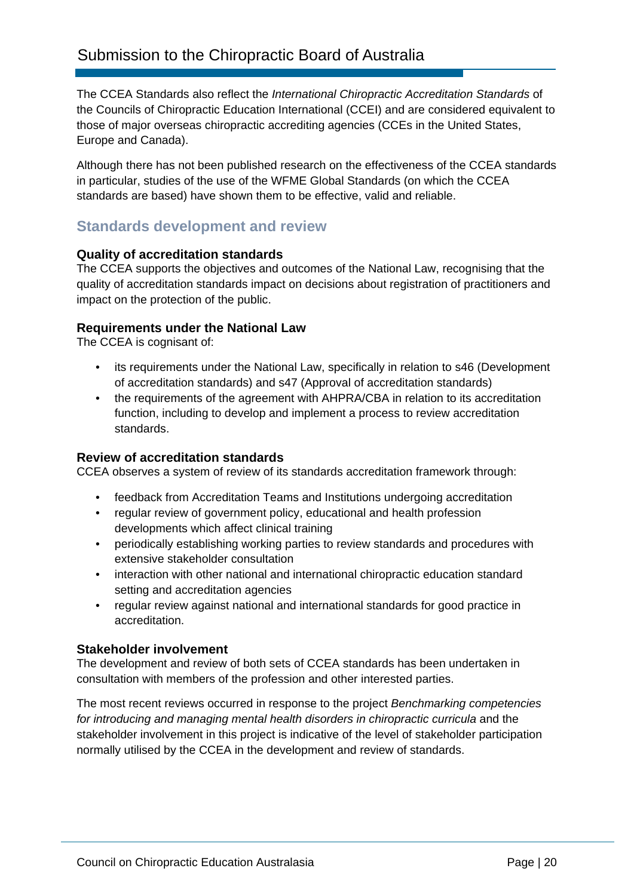The CCEA Standards also reflect the *International Chiropractic Accreditation Standards* of the Councils of Chiropractic Education International (CCEI) and are considered equivalent to those of major overseas chiropractic accrediting agencies (CCEs in the United States, Europe and Canada).

Although there has not been published research on the effectiveness of the CCEA standards in particular, studies of the use of the WFME Global Standards (on which the CCEA standards are based) have shown them to be effective, valid and reliable.

## Standards development and review

### Quality of accreditation standards

The CCEA supports the objectives and outcomes of the National Law, recognising that the quality of accreditation standards impact on decisions about registration of practitioners and impact on the protection of the public.

### Requirements under the National Law

The CCEA is cognisant of:

- its requirements under the National Law, specifically in relation to s46 (Development of accreditation standards) and s47 (Approval of accreditation standards)
- the requirements of the agreement with AHPRA/CBA in relation to its accreditation function, including to develop and implement a process to review accreditation standards.

### Review of accreditation standards

CCEA observes a system of review of its standards accreditation framework through:

- feedback from Accreditation Teams and Institutions undergoing accreditation
- regular review of government policy, educational and health profession developments which affect clinical training
- periodically establishing working parties to review standards and procedures with extensive stakeholder consultation
- interaction with other national and international chiropractic education standard setting and accreditation agencies
- regular review against national and international standards for good practice in accreditation.

### Stakeholder involvement

The development and review of both sets of CCEA standards has been undertaken in consultation with members of the profession and other interested parties.

The most recent reviews occurred in response to the project *Benchmarking competencies for introducing and managing mental health disorders in chiropractic curricula* and the stakeholder involvement in this project is indicative of the level of stakeholder participation normally utilised by the CCEA in the development and review of standards.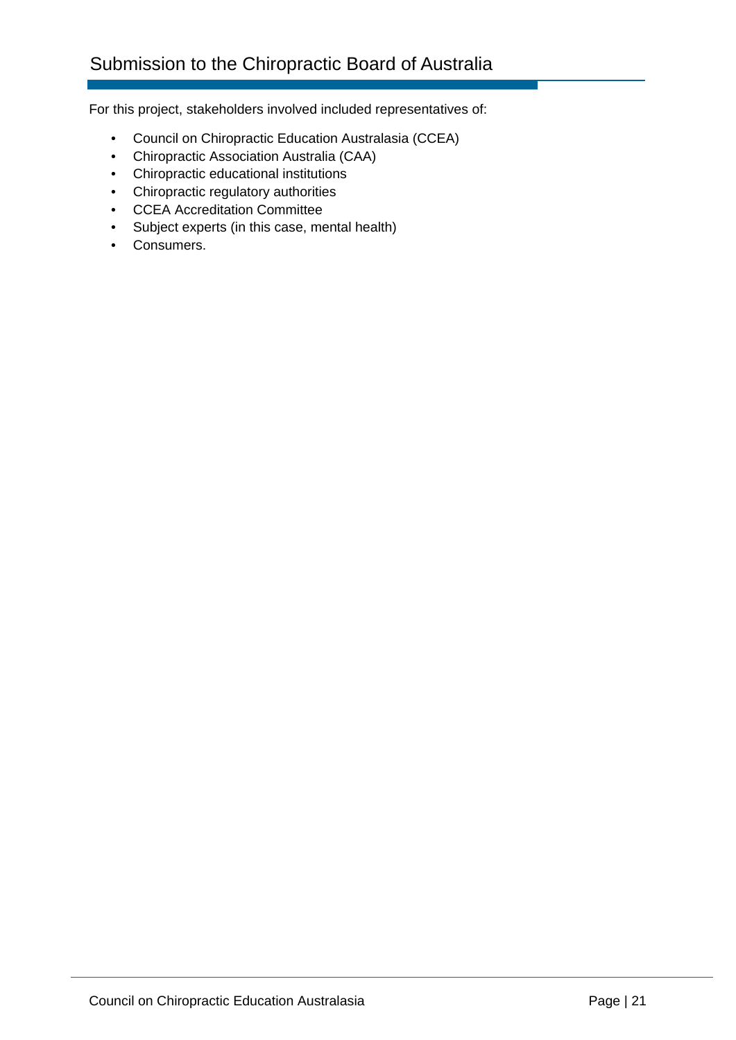For this project, stakeholders involved included representatives of:

- Council on Chiropractic Education Australasia (CCEA)
- Chiropractic Association Australia (CAA)
- Chiropractic educational institutions
- Chiropractic regulatory authorities
- CCEA Accreditation Committee
- Subject experts (in this case, mental health)
- Consumers.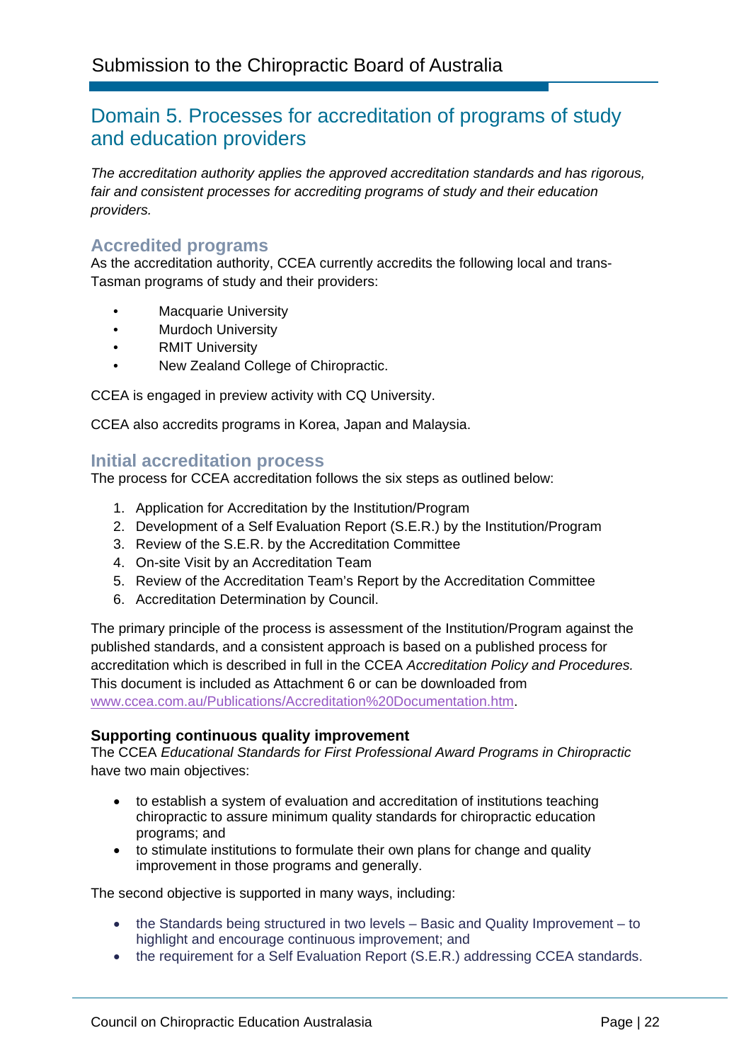## Domain 5. Processes for accreditation of programs of study and education providers

*The accreditation authority applies the approved accreditation standards and has rigorous, fair and consistent processes for accrediting programs of study and their education providers.*

### Accredited programs

As the accreditation authority, CCEA currently accredits the following local and trans-Tasman programs of study and their providers:

- Macquarie University
- Murdoch University
- RMIT University
- New Zealand College of Chiropractic.

CCEA is engaged in preview activity with CQ University.

CCEA also accredits programs in Korea, Japan and Malaysia.

### Initial accreditation process

The process for CCEA accreditation follows the six steps as outlined below:

1. Application for Accreditation by the Institution/Program
2. Development of a Self Evaluation Report (S.E.R.) by the Institution/Program
3. Review of the S.E.R. by the Accreditation Committee
4. On-site Visit by an Accreditation Team
5. Review of the Accreditation Team's Report by the Accreditation Committee
6. Accreditation Determination by Council.

The primary principle of the process is assessment of the Institution/Program against the published standards, and a consistent approach is based on a published process for accreditation which is described in full in the CCEA *Accreditation Policy and Procedures.* This document is included as Attachment 6 or can be downloaded from www.ccea.com.au/Publications/Accreditation%20Documentation.htm.

#### Supporting continuous quality improvement

The CCEA *Educational Standards for First Professional Award Programs in Chiropractic* have two main objectives:

- to establish a system of evaluation and accreditation of institutions teaching chiropractic to assure minimum quality standards for chiropractic education programs; and
- to stimulate institutions to formulate their own plans for change and quality improvement in those programs and generally.

The second objective is supported in many ways, including:

- the Standards being structured in two levels – Basic and Quality Improvement – to highlight and encourage continuous improvement; and
- the requirement for a Self Evaluation Report (S.E.R.) addressing CCEA standards.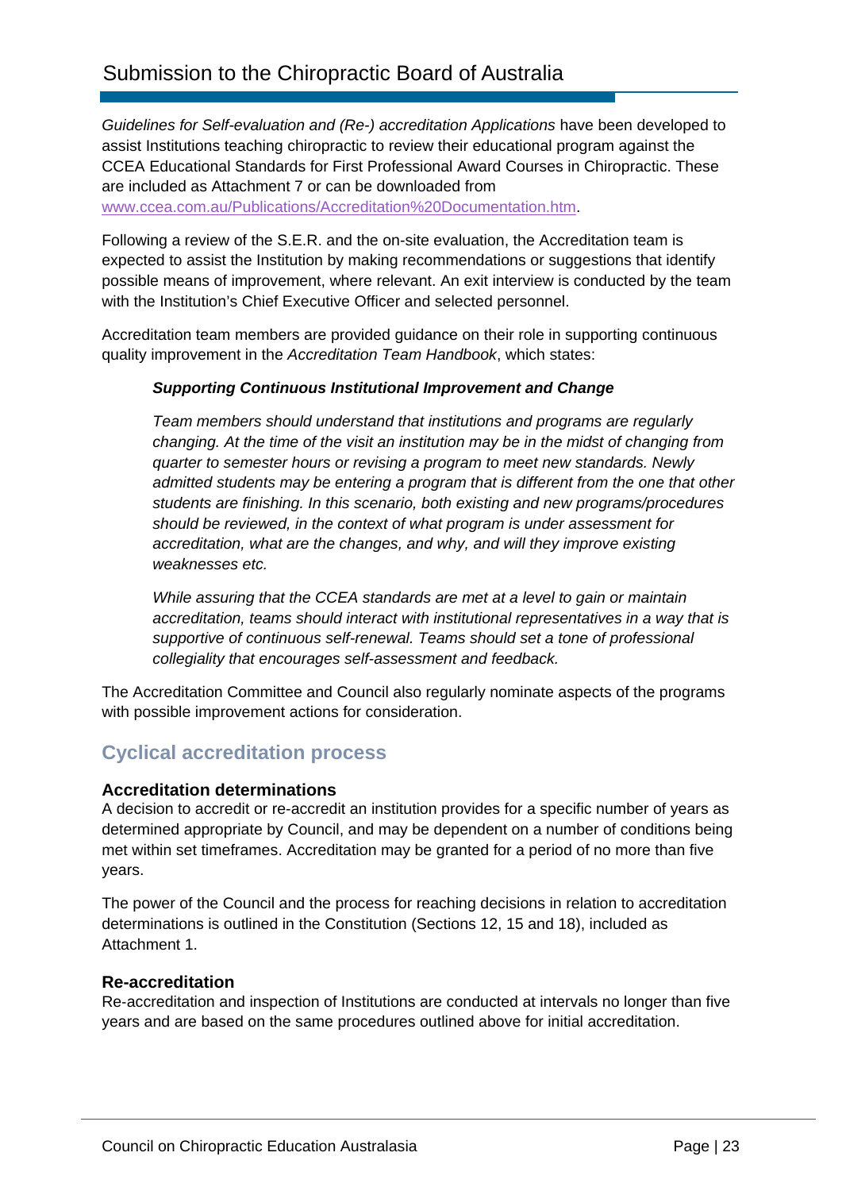*Guidelines for Self-evaluation and (Re-) accreditation Applications* have been developed to assist Institutions teaching chiropractic to review their educational program against the CCEA Educational Standards for First Professional Award Courses in Chiropractic. These are included as Attachment 7 or can be downloaded from [www.ccea.com.au/Publications/Accreditation%20Documentation.htm](www.ccea.com.au/Publications/Accreditation%20Documentation.htm).

Following a review of the S.E.R. and the on-site evaluation, the Accreditation team is expected to assist the Institution by making recommendations or suggestions that identify possible means of improvement, where relevant. An exit interview is conducted by the team with the Institution's Chief Executive Officer and selected personnel.

Accreditation team members are provided guidance on their role in supporting continuous quality improvement in the *Accreditation Team Handbook*, which states:

> ***Supporting Continuous Institutional Improvement and Change***
>
> *Team members should understand that institutions and programs are regularly changing. At the time of the visit an institution may be in the midst of changing from quarter to semester hours or revising a program to meet new standards. Newly admitted students may be entering a program that is different from the one that other students are finishing. In this scenario, both existing and new programs/procedures should be reviewed, in the context of what program is under assessment for accreditation, what are the changes, and why, and will they improve existing weaknesses etc.*
>
> *While assuring that the CCEA standards are met at a level to gain or maintain accreditation, teams should interact with institutional representatives in a way that is supportive of continuous self-renewal. Teams should set a tone of professional collegiality that encourages self-assessment and feedback.*

The Accreditation Committee and Council also regularly nominate aspects of the programs with possible improvement actions for consideration.

## Cyclical accreditation process

### Accreditation determinations

A decision to accredit or re-accredit an institution provides for a specific number of years as determined appropriate by Council, and may be dependent on a number of conditions being met within set timeframes. Accreditation may be granted for a period of no more than five years.

The power of the Council and the process for reaching decisions in relation to accreditation determinations is outlined in the Constitution (Sections 12, 15 and 18), included as Attachment 1.

### Re-accreditation

Re-accreditation and inspection of Institutions are conducted at intervals no longer than five years and are based on the same procedures outlined above for initial accreditation.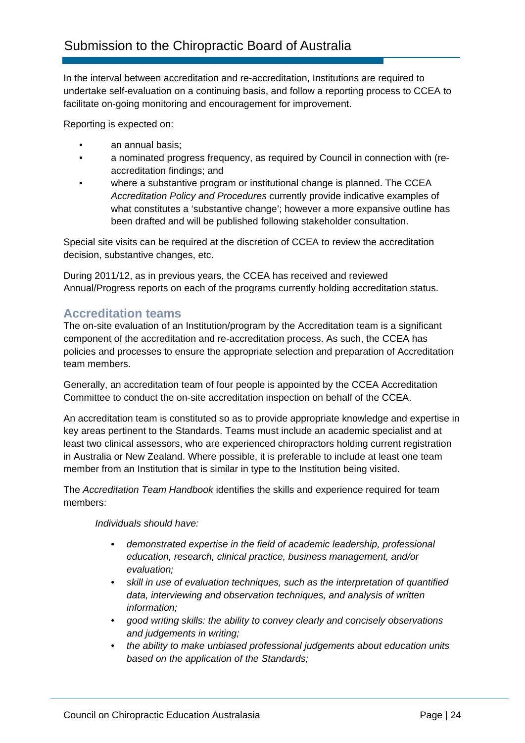In the interval between accreditation and re-accreditation, Institutions are required to undertake self-evaluation on a continuing basis, and follow a reporting process to CCEA to facilitate on-going monitoring and encouragement for improvement.

Reporting is expected on:

- an annual basis;
- a nominated progress frequency, as required by Council in connection with (re-accreditation findings; and
- where a substantive program or institutional change is planned. The CCEA *Accreditation Policy and Procedures* currently provide indicative examples of what constitutes a 'substantive change'; however a more expansive outline has been drafted and will be published following stakeholder consultation.

Special site visits can be required at the discretion of CCEA to review the accreditation decision, substantive changes, etc.

During 2011/12, as in previous years, the CCEA has received and reviewed Annual/Progress reports on each of the programs currently holding accreditation status.

## Accreditation teams

The on-site evaluation of an Institution/program by the Accreditation team is a significant component of the accreditation and re-accreditation process. As such, the CCEA has policies and processes to ensure the appropriate selection and preparation of Accreditation team members.

Generally, an accreditation team of four people is appointed by the CCEA Accreditation Committee to conduct the on-site accreditation inspection on behalf of the CCEA.

An accreditation team is constituted so as to provide appropriate knowledge and expertise in key areas pertinent to the Standards. Teams must include an academic specialist and at least two clinical assessors, who are experienced chiropractors holding current registration in Australia or New Zealand. Where possible, it is preferable to include at least one team member from an Institution that is similar in type to the Institution being visited.

The *Accreditation Team Handbook* identifies the skills and experience required for team members:

> *Individuals should have:*
>
> - *demonstrated expertise in the field of academic leadership, professional education, research, clinical practice, business management, and/or evaluation;*
> - *skill in use of evaluation techniques, such as the interpretation of quantified data, interviewing and observation techniques, and analysis of written information;*
> - *good writing skills: the ability to convey clearly and concisely observations and judgements in writing;*
> - *the ability to make unbiased professional judgements about education units based on the application of the Standards;*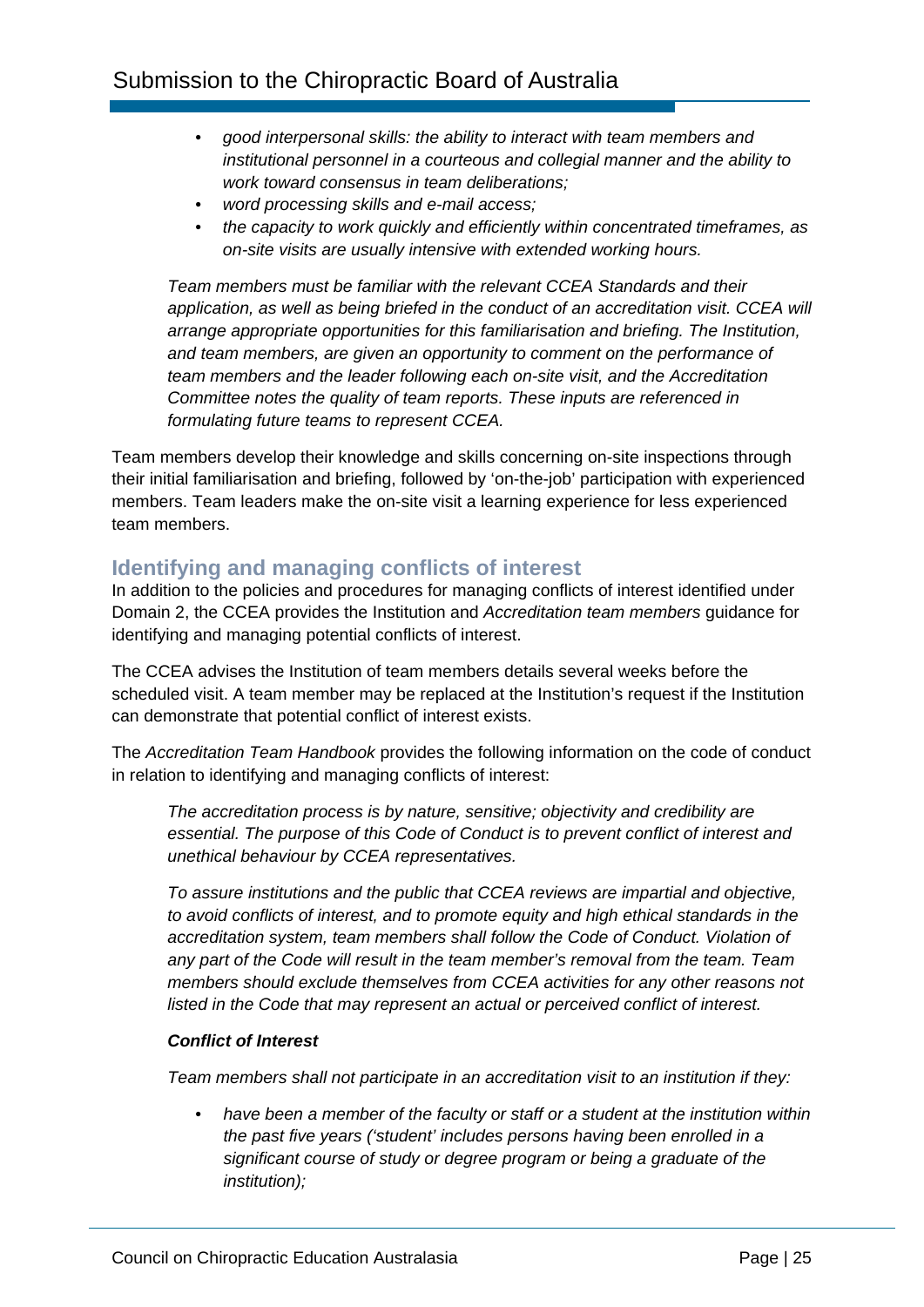- *good interpersonal skills: the ability to interact with team members and institutional personnel in a courteous and collegial manner and the ability to work toward consensus in team deliberations;*
- *word processing skills and e-mail access;*
- *the capacity to work quickly and efficiently within concentrated timeframes, as on-site visits are usually intensive with extended working hours.*

> *Team members must be familiar with the relevant CCEA Standards and their application, as well as being briefed in the conduct of an accreditation visit. CCEA will arrange appropriate opportunities for this familiarisation and briefing. The Institution, and team members, are given an opportunity to comment on the performance of team members and the leader following each on-site visit, and the Accreditation Committee notes the quality of team reports. These inputs are referenced in formulating future teams to represent CCEA.*

Team members develop their knowledge and skills concerning on-site inspections through their initial familiarisation and briefing, followed by 'on-the-job' participation with experienced members. Team leaders make the on-site visit a learning experience for less experienced team members.

## Identifying and managing conflicts of interest

In addition to the policies and procedures for managing conflicts of interest identified under Domain 2, the CCEA provides the Institution and *Accreditation team members* guidance for identifying and managing potential conflicts of interest.

The CCEA advises the Institution of team members details several weeks before the scheduled visit. A team member may be replaced at the Institution's request if the Institution can demonstrate that potential conflict of interest exists.

The *Accreditation Team Handbook* provides the following information on the code of conduct in relation to identifying and managing conflicts of interest:

> *The accreditation process is by nature, sensitive; objectivity and credibility are essential. The purpose of this Code of Conduct is to prevent conflict of interest and unethical behaviour by CCEA representatives.*
>
> *To assure institutions and the public that CCEA reviews are impartial and objective, to avoid conflicts of interest, and to promote equity and high ethical standards in the accreditation system, team members shall follow the Code of Conduct. Violation of any part of the Code will result in the team member's removal from the team. Team members should exclude themselves from CCEA activities for any other reasons not listed in the Code that may represent an actual or perceived conflict of interest.*
>
> ***Conflict of Interest***
>
> *Team members shall not participate in an accreditation visit to an institution if they:*
>
> - *have been a member of the faculty or staff or a student at the institution within the past five years ('student' includes persons having been enrolled in a significant course of study or degree program or being a graduate of the institution);*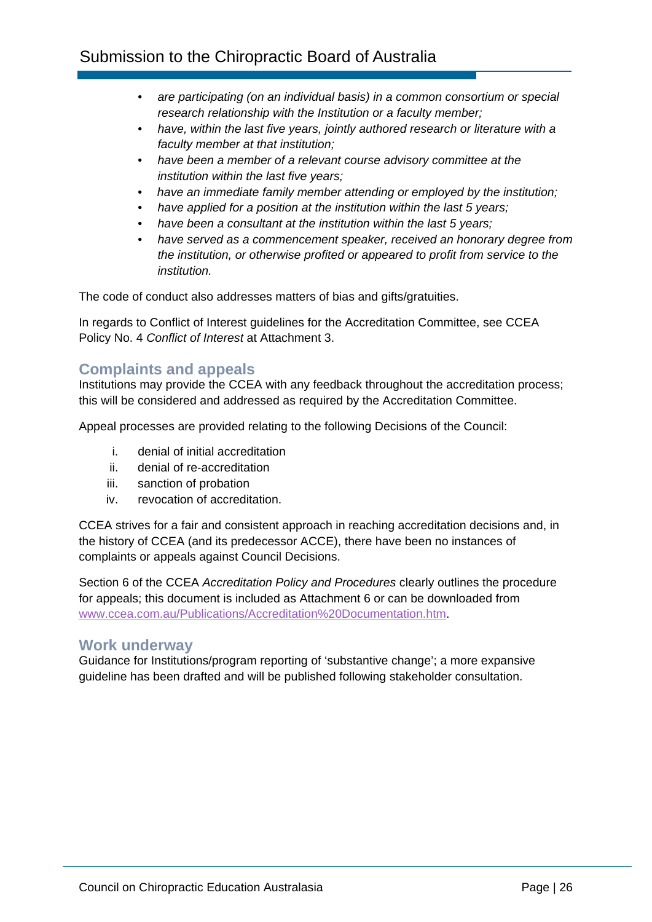- *are participating (on an individual basis) in a common consortium or special research relationship with the Institution or a faculty member;*
- *have, within the last five years, jointly authored research or literature with a faculty member at that institution;*
- *have been a member of a relevant course advisory committee at the institution within the last five years;*
- *have an immediate family member attending or employed by the institution;*
- *have applied for a position at the institution within the last 5 years;*
- *have been a consultant at the institution within the last 5 years;*
- *have served as a commencement speaker, received an honorary degree from the institution, or otherwise profited or appeared to profit from service to the institution.*

The code of conduct also addresses matters of bias and gifts/gratuities.

In regards to Conflict of Interest guidelines for the Accreditation Committee, see CCEA Policy No. 4 *Conflict of Interest* at Attachment 3.

## Complaints and appeals

Institutions may provide the CCEA with any feedback throughout the accreditation process; this will be considered and addressed as required by the Accreditation Committee.

Appeal processes are provided relating to the following Decisions of the Council:

i. denial of initial accreditation
ii. denial of re-accreditation
iii. sanction of probation
iv. revocation of accreditation.

CCEA strives for a fair and consistent approach in reaching accreditation decisions and, in the history of CCEA (and its predecessor ACCE), there have been no instances of complaints or appeals against Council Decisions.

Section 6 of the CCEA *Accreditation Policy and Procedures* clearly outlines the procedure for appeals; this document is included as Attachment 6 or can be downloaded from www.ccea.com.au/Publications/Accreditation%20Documentation.htm.

## Work underway

Guidance for Institutions/program reporting of 'substantive change'; a more expansive guideline has been drafted and will be published following stakeholder consultation.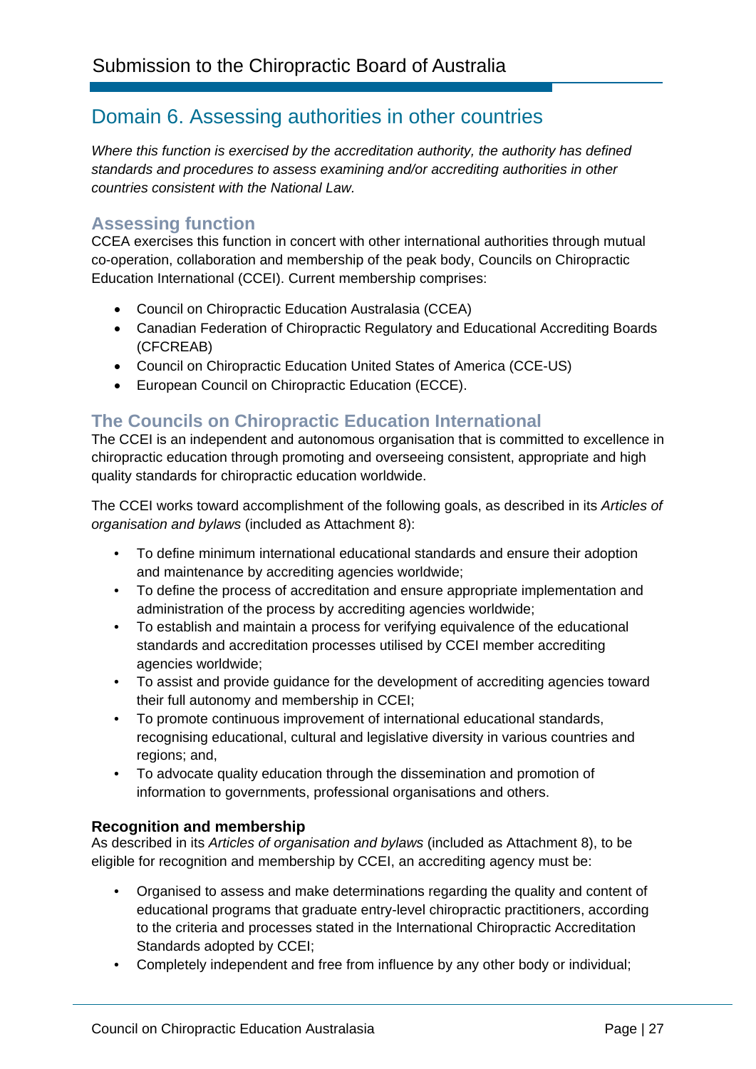## Domain 6. Assessing authorities in other countries

*Where this function is exercised by the accreditation authority, the authority has defined standards and procedures to assess examining and/or accrediting authorities in other countries consistent with the National Law.*

### Assessing function

CCEA exercises this function in concert with other international authorities through mutual co-operation, collaboration and membership of the peak body, Councils on Chiropractic Education International (CCEI). Current membership comprises:

- Council on Chiropractic Education Australasia (CCEA)
- Canadian Federation of Chiropractic Regulatory and Educational Accrediting Boards (CFCREAB)
- Council on Chiropractic Education United States of America (CCE-US)
- European Council on Chiropractic Education (ECCE).

### The Councils on Chiropractic Education International

The CCEI is an independent and autonomous organisation that is committed to excellence in chiropractic education through promoting and overseeing consistent, appropriate and high quality standards for chiropractic education worldwide.

The CCEI works toward accomplishment of the following goals, as described in its *Articles of organisation and bylaws* (included as Attachment 8):

- To define minimum international educational standards and ensure their adoption and maintenance by accrediting agencies worldwide;
- To define the process of accreditation and ensure appropriate implementation and administration of the process by accrediting agencies worldwide;
- To establish and maintain a process for verifying equivalence of the educational standards and accreditation processes utilised by CCEI member accrediting agencies worldwide;
- To assist and provide guidance for the development of accrediting agencies toward their full autonomy and membership in CCEI;
- To promote continuous improvement of international educational standards, recognising educational, cultural and legislative diversity in various countries and regions; and,
- To advocate quality education through the dissemination and promotion of information to governments, professional organisations and others.

#### Recognition and membership

As described in its *Articles of organisation and bylaws* (included as Attachment 8), to be eligible for recognition and membership by CCEI, an accrediting agency must be:

- Organised to assess and make determinations regarding the quality and content of educational programs that graduate entry-level chiropractic practitioners, according to the criteria and processes stated in the International Chiropractic Accreditation Standards adopted by CCEI;
- Completely independent and free from influence by any other body or individual;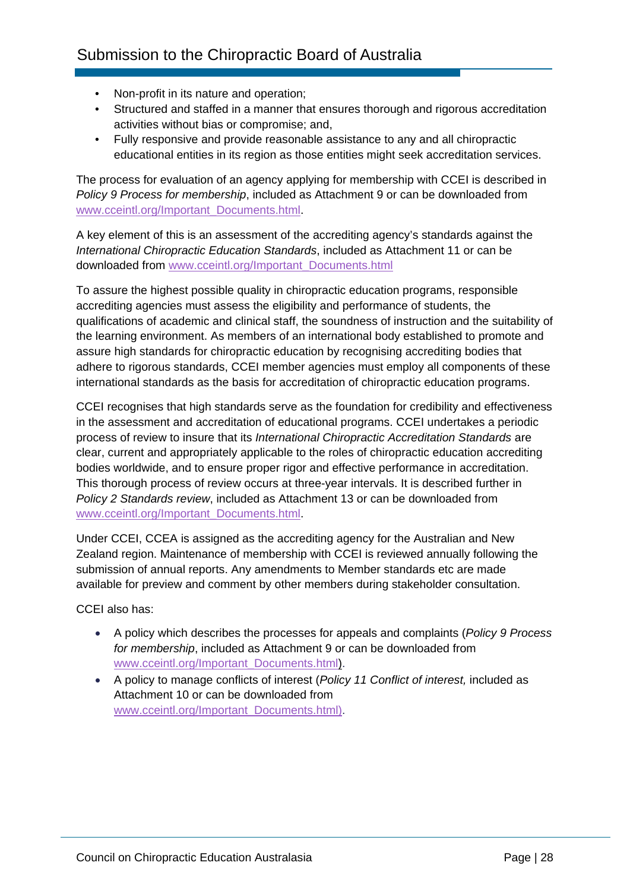- Non-profit in its nature and operation;
- Structured and staffed in a manner that ensures thorough and rigorous accreditation activities without bias or compromise; and,
- Fully responsive and provide reasonable assistance to any and all chiropractic educational entities in its region as those entities might seek accreditation services.

The process for evaluation of an agency applying for membership with CCEI is described in *Policy 9 Process for membership*, included as Attachment 9 or can be downloaded from www.cceintl.org/Important_Documents.html.

A key element of this is an assessment of the accrediting agency's standards against the *International Chiropractic Education Standards*, included as Attachment 11 or can be downloaded from www.cceintl.org/Important_Documents.html

To assure the highest possible quality in chiropractic education programs, responsible accrediting agencies must assess the eligibility and performance of students, the qualifications of academic and clinical staff, the soundness of instruction and the suitability of the learning environment. As members of an international body established to promote and assure high standards for chiropractic education by recognising accrediting bodies that adhere to rigorous standards, CCEI member agencies must employ all components of these international standards as the basis for accreditation of chiropractic education programs.

CCEI recognises that high standards serve as the foundation for credibility and effectiveness in the assessment and accreditation of educational programs. CCEI undertakes a periodic process of review to insure that its *International Chiropractic Accreditation Standards* are clear, current and appropriately applicable to the roles of chiropractic education accrediting bodies worldwide, and to ensure proper rigor and effective performance in accreditation. This thorough process of review occurs at three-year intervals. It is described further in *Policy 2 Standards review*, included as Attachment 13 or can be downloaded from www.cceintl.org/Important_Documents.html.

Under CCEI, CCEA is assigned as the accrediting agency for the Australian and New Zealand region. Maintenance of membership with CCEI is reviewed annually following the submission of annual reports. Any amendments to Member standards etc are made available for preview and comment by other members during stakeholder consultation.

CCEI also has:

- A policy which describes the processes for appeals and complaints (*Policy 9 Process for membership*, included as Attachment 9 or can be downloaded from www.cceintl.org/Important_Documents.html).
- A policy to manage conflicts of interest (*Policy 11 Conflict of interest,* included as Attachment 10 or can be downloaded from www.cceintl.org/Important_Documents.html).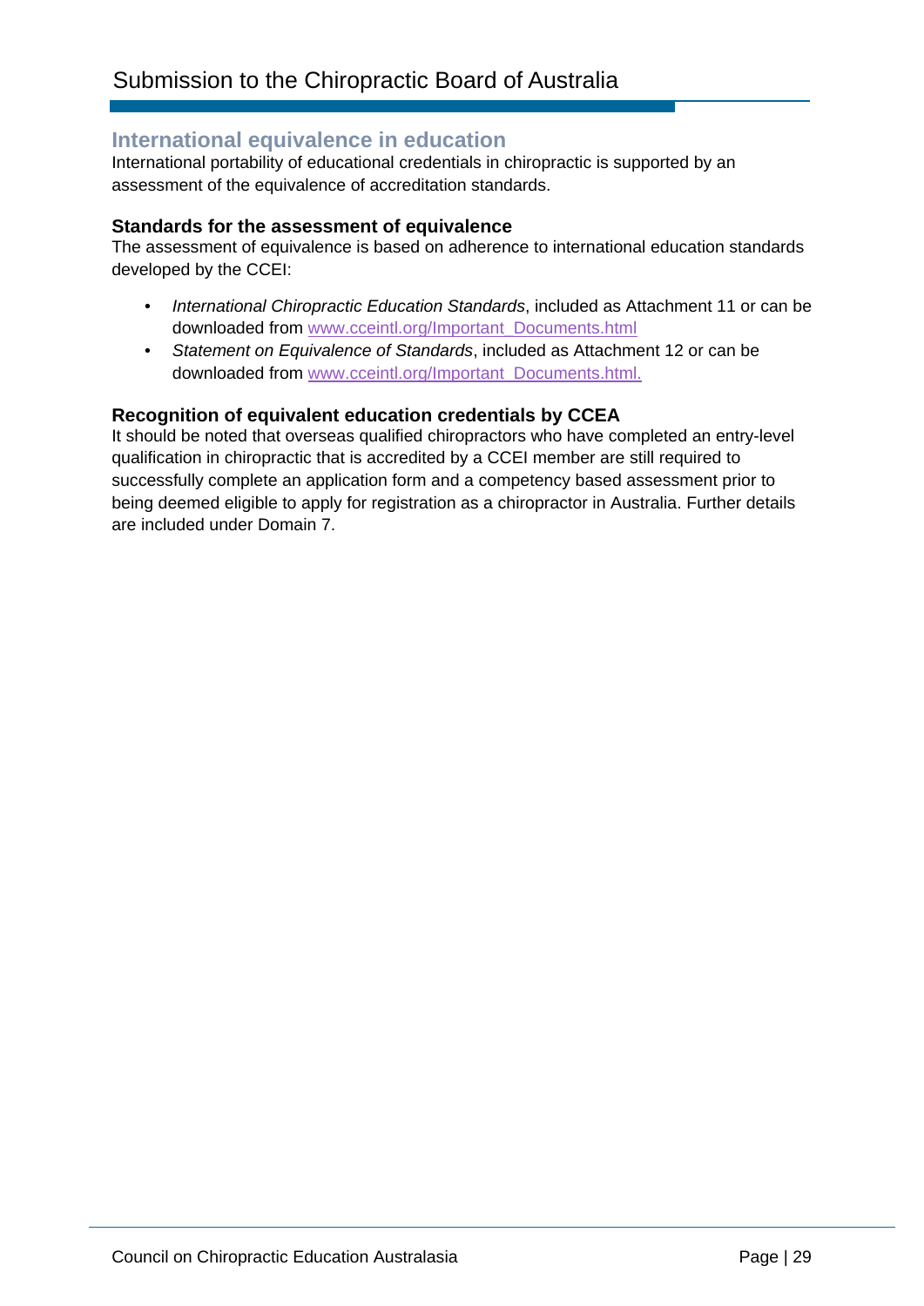## International equivalence in education

International portability of educational credentials in chiropractic is supported by an assessment of the equivalence of accreditation standards.

### Standards for the assessment of equivalence

The assessment of equivalence is based on adherence to international education standards developed by the CCEI:

- *International Chiropractic Education Standards*, included as Attachment 11 or can be downloaded from www.cceintl.org/Important_Documents.html
- *Statement on Equivalence of Standards*, included as Attachment 12 or can be downloaded from www.cceintl.org/Important_Documents.html.

### Recognition of equivalent education credentials by CCEA

It should be noted that overseas qualified chiropractors who have completed an entry-level qualification in chiropractic that is accredited by a CCEI member are still required to successfully complete an application form and a competency based assessment prior to being deemed eligible to apply for registration as a chiropractor in Australia. Further details are included under Domain 7.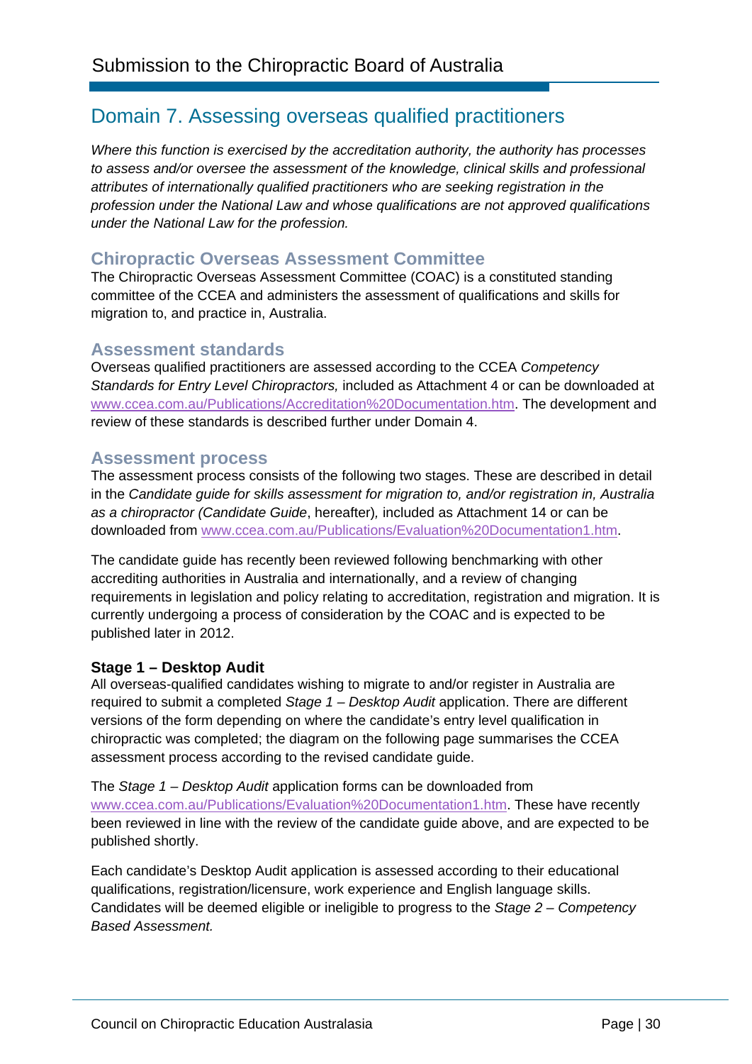## Domain 7. Assessing overseas qualified practitioners

*Where this function is exercised by the accreditation authority, the authority has processes to assess and/or oversee the assessment of the knowledge, clinical skills and professional attributes of internationally qualified practitioners who are seeking registration in the profession under the National Law and whose qualifications are not approved qualifications under the National Law for the profession.*

### Chiropractic Overseas Assessment Committee

The Chiropractic Overseas Assessment Committee (COAC) is a constituted standing committee of the CCEA and administers the assessment of qualifications and skills for migration to, and practice in, Australia.

### Assessment standards

Overseas qualified practitioners are assessed according to the CCEA *Competency Standards for Entry Level Chiropractors,* included as Attachment 4 or can be downloaded at www.ccea.com.au/Publications/Accreditation%20Documentation.htm. The development and review of these standards is described further under Domain 4.

### Assessment process

The assessment process consists of the following two stages. These are described in detail in the *Candidate guide for skills assessment for migration to, and/or registration in, Australia as a chiropractor (Candidate Guide*, hereafter)*,* included as Attachment 14 or can be downloaded from www.ccea.com.au/Publications/Evaluation%20Documentation1.htm.

The candidate guide has recently been reviewed following benchmarking with other accrediting authorities in Australia and internationally, and a review of changing requirements in legislation and policy relating to accreditation, registration and migration. It is currently undergoing a process of consideration by the COAC and is expected to be published later in 2012.

**Stage 1 – Desktop Audit**

All overseas-qualified candidates wishing to migrate to and/or register in Australia are required to submit a completed *Stage 1 – Desktop Audit* application. There are different versions of the form depending on where the candidate's entry level qualification in chiropractic was completed; the diagram on the following page summarises the CCEA assessment process according to the revised candidate guide.

The *Stage 1 – Desktop Audit* application forms can be downloaded from www.ccea.com.au/Publications/Evaluation%20Documentation1.htm. These have recently been reviewed in line with the review of the candidate guide above, and are expected to be published shortly.

Each candidate's Desktop Audit application is assessed according to their educational qualifications, registration/licensure, work experience and English language skills. Candidates will be deemed eligible or ineligible to progress to the *Stage 2 – Competency Based Assessment.*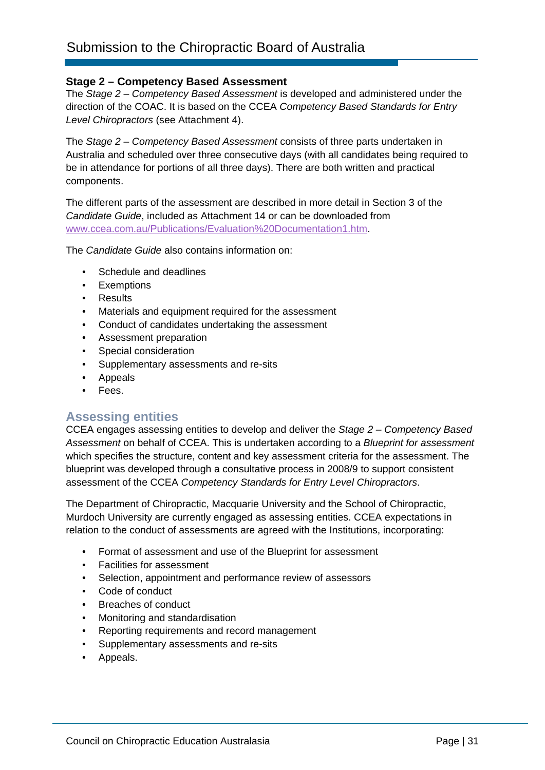### Stage 2 – Competency Based Assessment

The *Stage 2 – Competency Based Assessment* is developed and administered under the direction of the COAC. It is based on the CCEA *Competency Based Standards for Entry Level Chiropractors* (see Attachment 4).

The *Stage 2 – Competency Based Assessment* consists of three parts undertaken in Australia and scheduled over three consecutive days (with all candidates being required to be in attendance for portions of all three days). There are both written and practical components.

The different parts of the assessment are described in more detail in Section 3 of the *Candidate Guide*, included as Attachment 14 or can be downloaded from www.ccea.com.au/Publications/Evaluation%20Documentation1.htm.

The *Candidate Guide* also contains information on:

- Schedule and deadlines
- Exemptions
- Results
- Materials and equipment required for the assessment
- Conduct of candidates undertaking the assessment
- Assessment preparation
- Special consideration
- Supplementary assessments and re-sits
- Appeals
- Fees.

## Assessing entities

CCEA engages assessing entities to develop and deliver the *Stage 2 – Competency Based Assessment* on behalf of CCEA. This is undertaken according to a *Blueprint for assessment* which specifies the structure, content and key assessment criteria for the assessment. The blueprint was developed through a consultative process in 2008/9 to support consistent assessment of the CCEA *Competency Standards for Entry Level Chiropractors*.

The Department of Chiropractic, Macquarie University and the School of Chiropractic, Murdoch University are currently engaged as assessing entities. CCEA expectations in relation to the conduct of assessments are agreed with the Institutions, incorporating:

- Format of assessment and use of the Blueprint for assessment
- Facilities for assessment
- Selection, appointment and performance review of assessors
- Code of conduct
- Breaches of conduct
- Monitoring and standardisation
- Reporting requirements and record management
- Supplementary assessments and re-sits
- Appeals.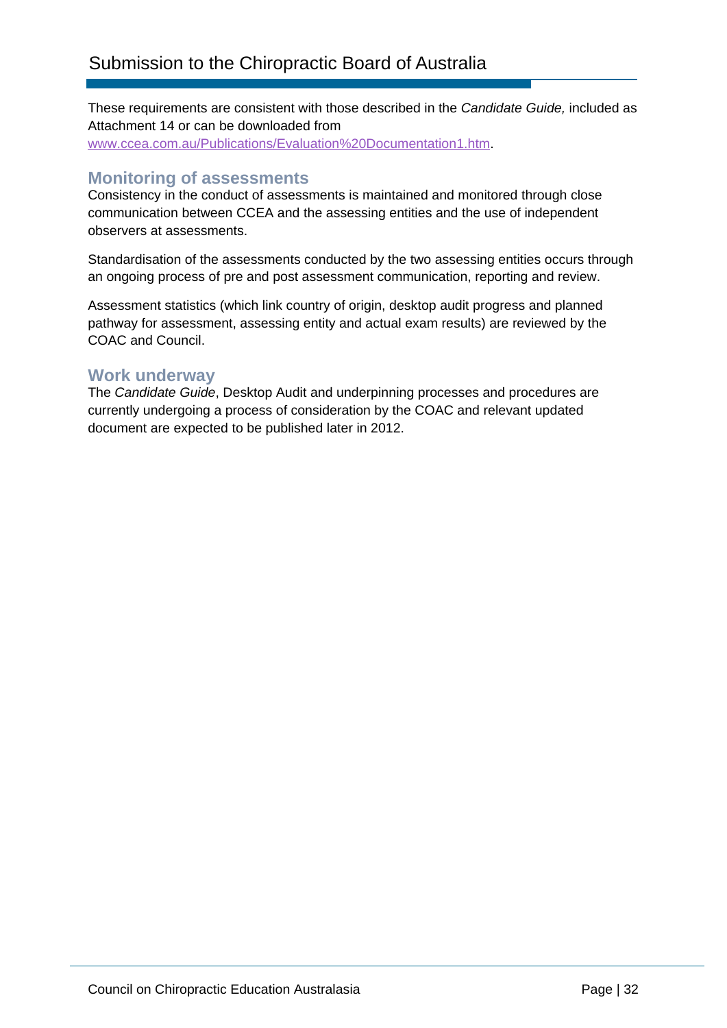These requirements are consistent with those described in the *Candidate Guide,* included as Attachment 14 or can be downloaded from [www.ccea.com.au/Publications/Evaluation%20Documentation1.htm](www.ccea.com.au/Publications/Evaluation%20Documentation1.htm).

## Monitoring of assessments

Consistency in the conduct of assessments is maintained and monitored through close communication between CCEA and the assessing entities and the use of independent observers at assessments.

Standardisation of the assessments conducted by the two assessing entities occurs through an ongoing process of pre and post assessment communication, reporting and review.

Assessment statistics (which link country of origin, desktop audit progress and planned pathway for assessment, assessing entity and actual exam results) are reviewed by the COAC and Council.

## Work underway

The *Candidate Guide*, Desktop Audit and underpinning processes and procedures are currently undergoing a process of consideration by the COAC and relevant updated document are expected to be published later in 2012.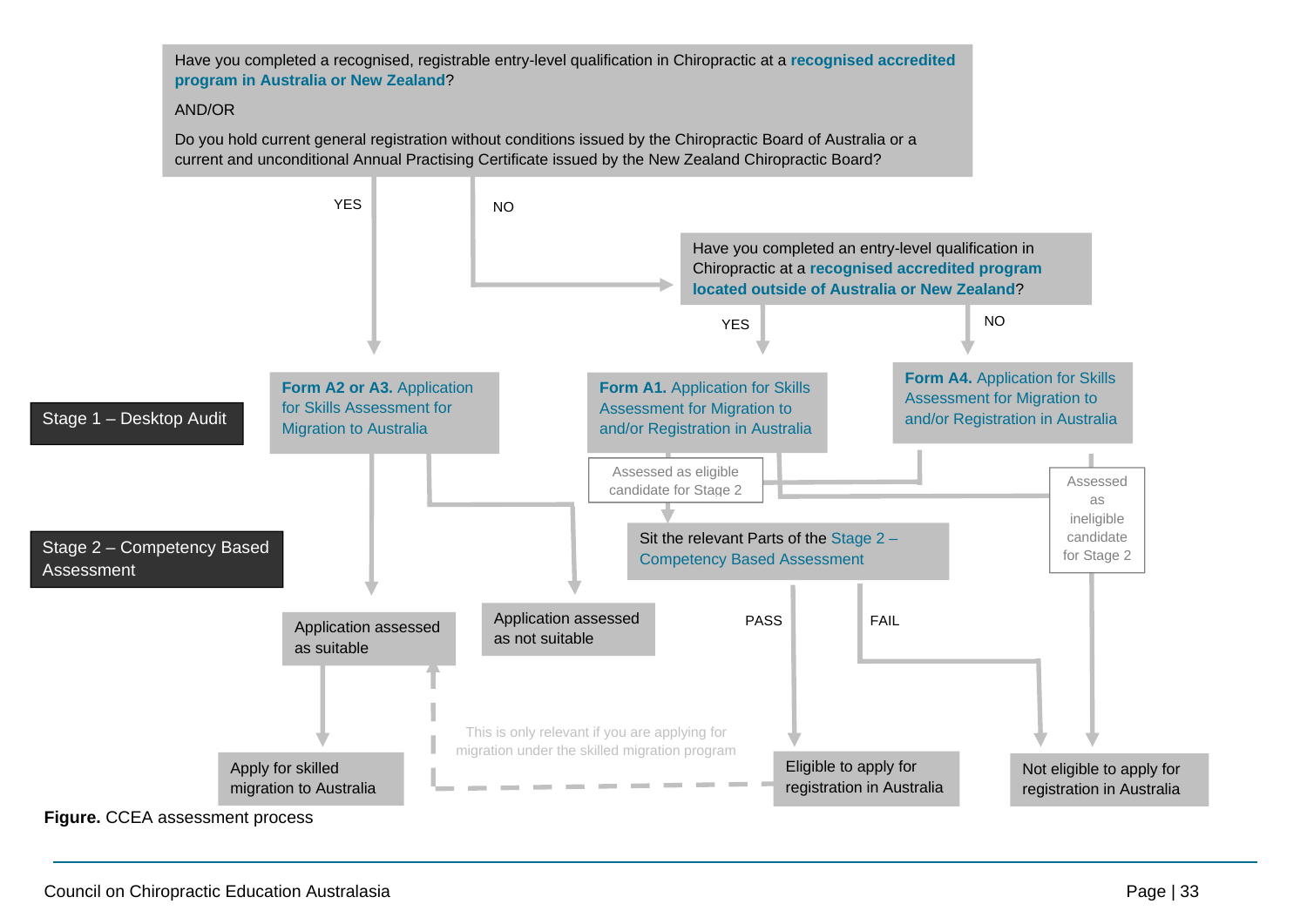Have you completed a recognised, registrable entry-level qualification in Chiropractic at a **recognised accredited program in Australia or New Zealand**?

AND/OR

Do you hold current general registration without conditions issued by the Chiropractic Board of Australia or a current and unconditional Annual Practising Certificate issued by the New Zealand Chiropractic Board?

YES

NO

Have you completed an entry-level qualification in Chiropractic at a **recognised accredited program located outside of Australia or New Zealand**?

YES

NO

Stage 1 – Desktop Audit

**Form A2 or A3.** Application for Skills Assessment for Migration to Australia

**Form A1.** Application for Skills Assessment for Migration to and/or Registration in Australia

**Form A4.** Application for Skills Assessment for Migration to and/or Registration in Australia

Assessed as eligible candidate for Stage 2

Assessed as ineligible candidate for Stage 2

Stage 2 – Competency Based Assessment

Sit the relevant Parts of the Stage 2 – Competency Based Assessment

PASS

FAIL

Application assessed as suitable

Application assessed as not suitable

This is only relevant if you are applying for migration under the skilled migration program

Apply for skilled migration to Australia

Eligible to apply for registration in Australia

Not eligible to apply for registration in Australia

**Figure.** CCEA assessment process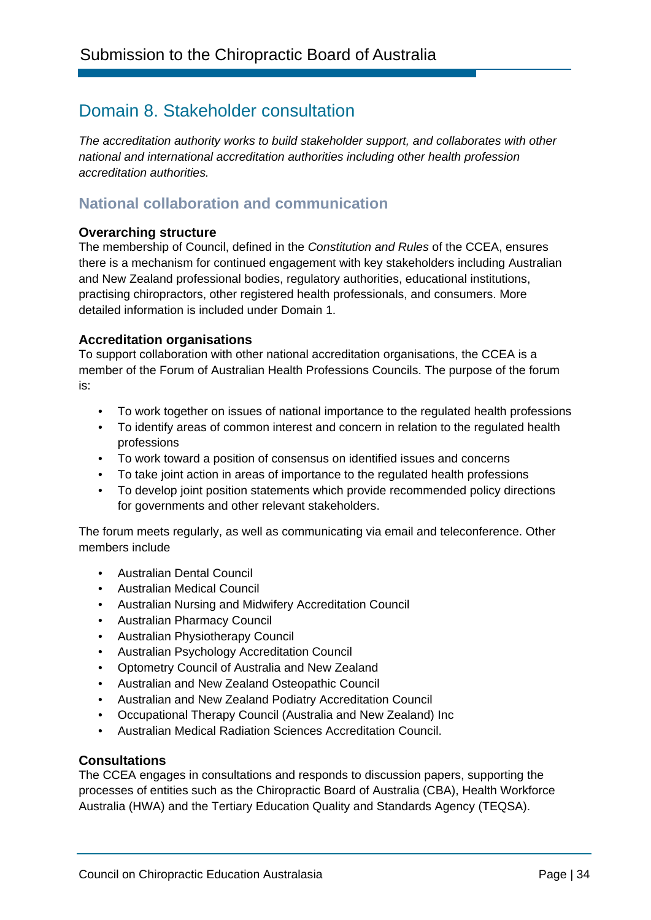## Domain 8. Stakeholder consultation

*The accreditation authority works to build stakeholder support, and collaborates with other national and international accreditation authorities including other health profession accreditation authorities.*

### National collaboration and communication

**Overarching structure**

The membership of Council, defined in the *Constitution and Rules* of the CCEA, ensures there is a mechanism for continued engagement with key stakeholders including Australian and New Zealand professional bodies, regulatory authorities, educational institutions, practising chiropractors, other registered health professionals, and consumers. More detailed information is included under Domain 1.

**Accreditation organisations**

To support collaboration with other national accreditation organisations, the CCEA is a member of the Forum of Australian Health Professions Councils. The purpose of the forum is:

- To work together on issues of national importance to the regulated health professions
- To identify areas of common interest and concern in relation to the regulated health professions
- To work toward a position of consensus on identified issues and concerns
- To take joint action in areas of importance to the regulated health professions
- To develop joint position statements which provide recommended policy directions for governments and other relevant stakeholders.

The forum meets regularly, as well as communicating via email and teleconference. Other members include

- Australian Dental Council
- Australian Medical Council
- Australian Nursing and Midwifery Accreditation Council
- Australian Pharmacy Council
- Australian Physiotherapy Council
- Australian Psychology Accreditation Council
- Optometry Council of Australia and New Zealand
- Australian and New Zealand Osteopathic Council
- Australian and New Zealand Podiatry Accreditation Council
- Occupational Therapy Council (Australia and New Zealand) Inc
- Australian Medical Radiation Sciences Accreditation Council.

**Consultations**

The CCEA engages in consultations and responds to discussion papers, supporting the processes of entities such as the Chiropractic Board of Australia (CBA), Health Workforce Australia (HWA) and the Tertiary Education Quality and Standards Agency (TEQSA).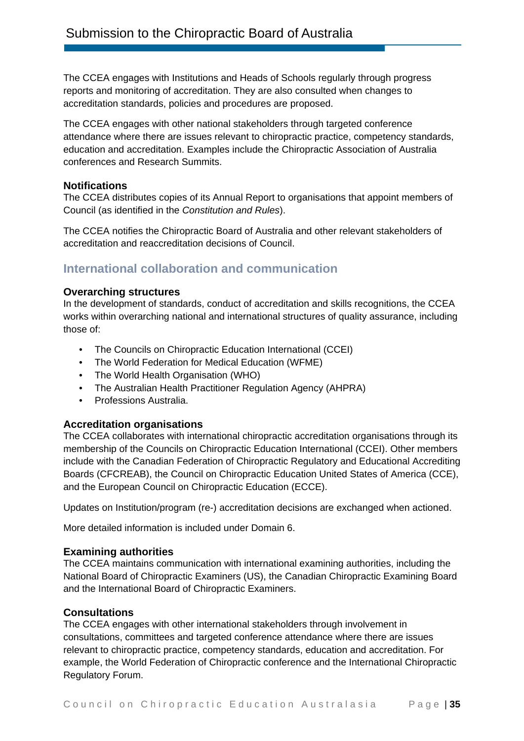The CCEA engages with Institutions and Heads of Schools regularly through progress reports and monitoring of accreditation. They are also consulted when changes to accreditation standards, policies and procedures are proposed.

The CCEA engages with other national stakeholders through targeted conference attendance where there are issues relevant to chiropractic practice, competency standards, education and accreditation. Examples include the Chiropractic Association of Australia conferences and Research Summits.

### Notifications

The CCEA distributes copies of its Annual Report to organisations that appoint members of Council (as identified in the *Constitution and Rules*).

The CCEA notifies the Chiropractic Board of Australia and other relevant stakeholders of accreditation and reaccreditation decisions of Council.

## International collaboration and communication

### Overarching structures

In the development of standards, conduct of accreditation and skills recognitions, the CCEA works within overarching national and international structures of quality assurance, including those of:

- The Councils on Chiropractic Education International (CCEI)
- The World Federation for Medical Education (WFME)
- The World Health Organisation (WHO)
- The Australian Health Practitioner Regulation Agency (AHPRA)
- Professions Australia.

### Accreditation organisations

The CCEA collaborates with international chiropractic accreditation organisations through its membership of the Councils on Chiropractic Education International (CCEI). Other members include with the Canadian Federation of Chiropractic Regulatory and Educational Accrediting Boards (CFCREAB), the Council on Chiropractic Education United States of America (CCE), and the European Council on Chiropractic Education (ECCE).

Updates on Institution/program (re-) accreditation decisions are exchanged when actioned.

More detailed information is included under Domain 6.

### Examining authorities

The CCEA maintains communication with international examining authorities, including the National Board of Chiropractic Examiners (US), the Canadian Chiropractic Examining Board and the International Board of Chiropractic Examiners.

### Consultations

The CCEA engages with other international stakeholders through involvement in consultations, committees and targeted conference attendance where there are issues relevant to chiropractic practice, competency standards, education and accreditation. For example, the World Federation of Chiropractic conference and the International Chiropractic Regulatory Forum.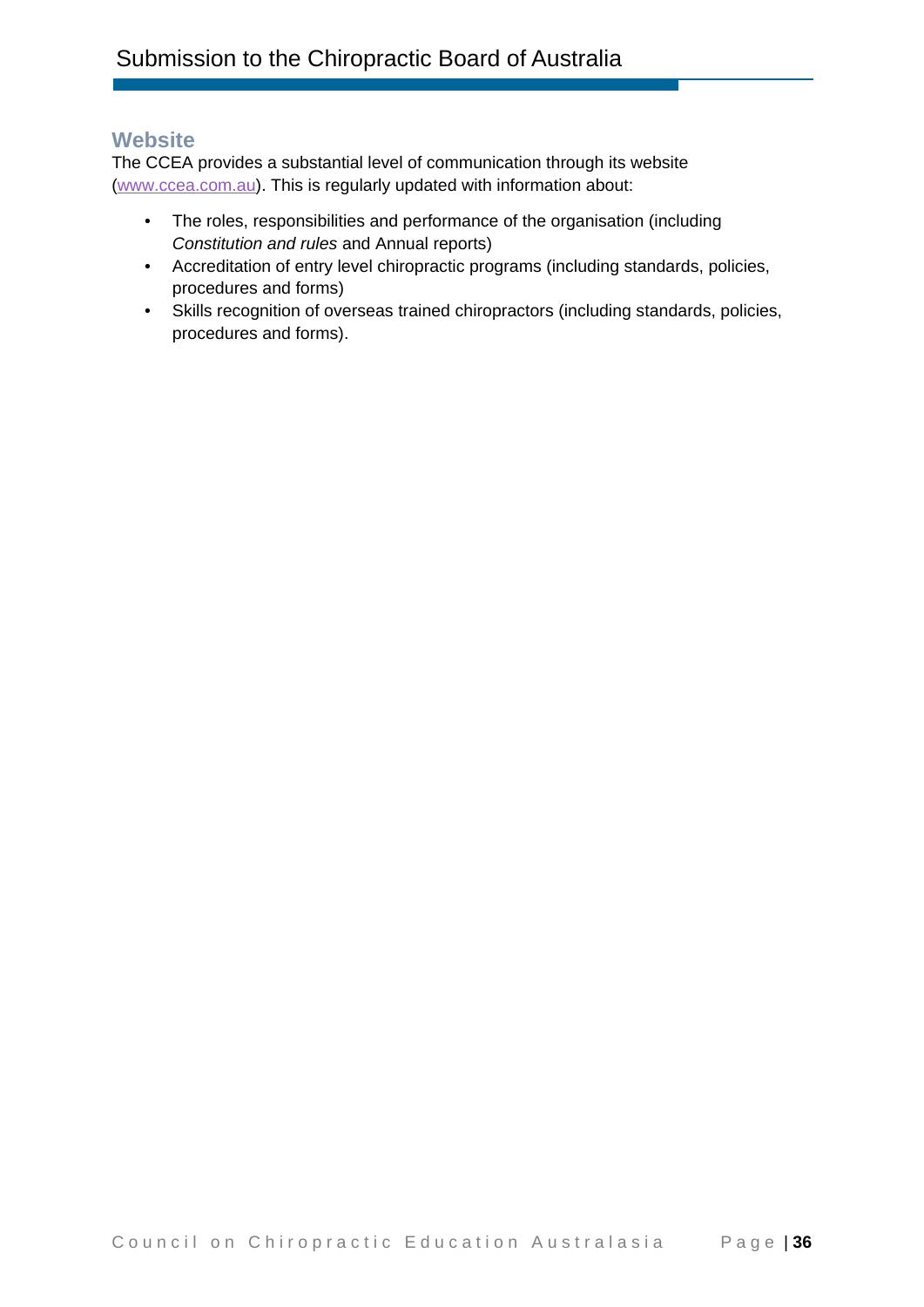## Website

The CCEA provides a substantial level of communication through its website (www.ccea.com.au). This is regularly updated with information about:

- The roles, responsibilities and performance of the organisation (including *Constitution and rules* and Annual reports)
- Accreditation of entry level chiropractic programs (including standards, policies, procedures and forms)
- Skills recognition of overseas trained chiropractors (including standards, policies, procedures and forms).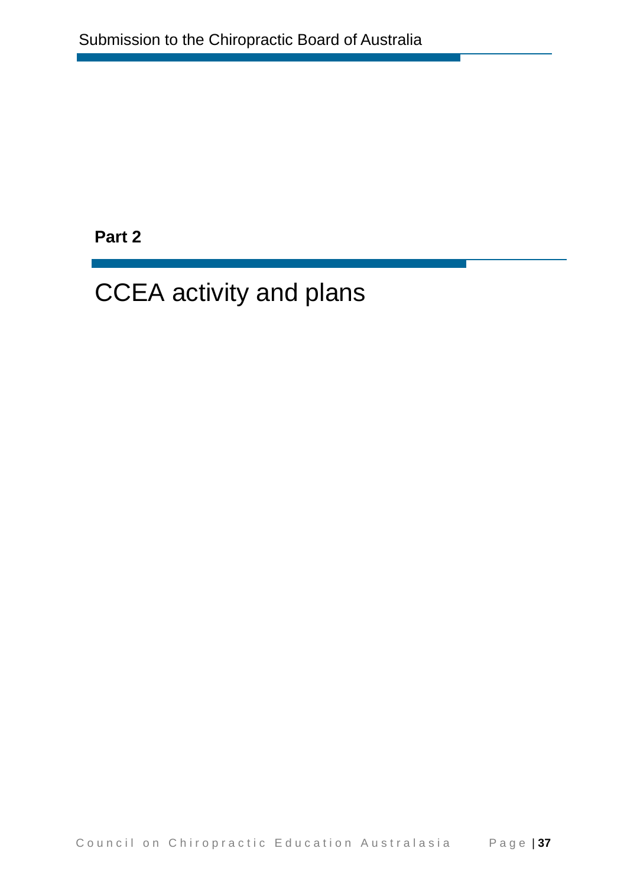**Part 2**

# CCEA activity and plans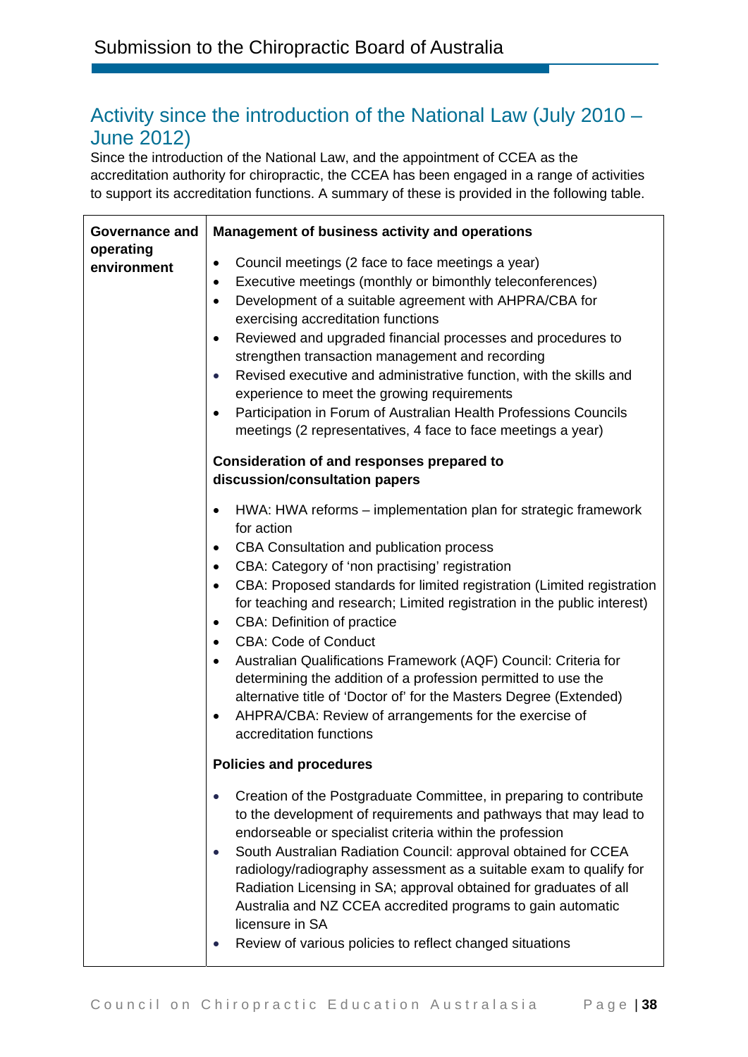## Activity since the introduction of the National Law (July 2010 – June 2012)

Since the introduction of the National Law, and the appointment of CCEA as the accreditation authority for chiropractic, the CCEA has been engaged in a range of activities to support its accreditation functions. A summary of these is provided in the following table.

| | |
|---|---|
| **Governance and operating environment** | **Management of business activity and operations**<br><br>• Council meetings (2 face to face meetings a year)<br>• Executive meetings (monthly or bimonthly teleconferences)<br>• Development of a suitable agreement with AHPRA/CBA for exercising accreditation functions<br>• Reviewed and upgraded financial processes and procedures to strengthen transaction management and recording<br>• Revised executive and administrative function, with the skills and experience to meet the growing requirements<br>• Participation in Forum of Australian Health Professions Councils meetings (2 representatives, 4 face to face meetings a year)<br><br>**Consideration of and responses prepared to discussion/consultation papers**<br><br>• HWA: HWA reforms – implementation plan for strategic framework for action<br>• CBA Consultation and publication process<br>• CBA: Category of 'non practising' registration<br>• CBA: Proposed standards for limited registration (Limited registration for teaching and research; Limited registration in the public interest)<br>• CBA: Definition of practice<br>• CBA: Code of Conduct<br>• Australian Qualifications Framework (AQF) Council: Criteria for determining the addition of a profession permitted to use the alternative title of 'Doctor of' for the Masters Degree (Extended)<br>• AHPRA/CBA: Review of arrangements for the exercise of accreditation functions<br><br>**Policies and procedures**<br><br>• Creation of the Postgraduate Committee, in preparing to contribute to the development of requirements and pathways that may lead to endorseable or specialist criteria within the profession<br>• South Australian Radiation Council: approval obtained for CCEA radiology/radiography assessment as a suitable exam to qualify for Radiation Licensing in SA; approval obtained for graduates of all Australia and NZ CCEA accredited programs to gain automatic licensure in SA<br>• Review of various policies to reflect changed situations |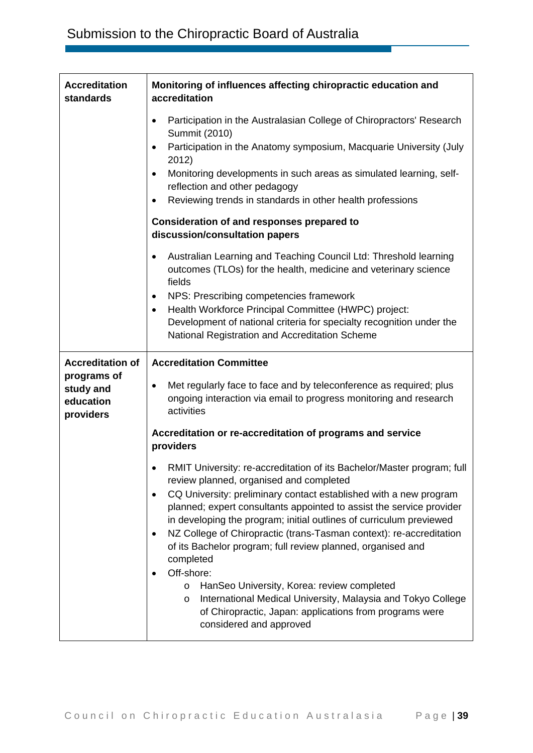| Accreditation standards | **Monitoring of influences affecting chiropractic education and accreditation**<br><br>• Participation in the Australasian College of Chiropractors' Research Summit (2010)<br>• Participation in the Anatomy symposium, Macquarie University (July 2012)<br>• Monitoring developments in such areas as simulated learning, self-reflection and other pedagogy<br>• Reviewing trends in standards in other health professions<br><br>**Consideration of and responses prepared to discussion/consultation papers**<br><br>• Australian Learning and Teaching Council Ltd: Threshold learning outcomes (TLOs) for the health, medicine and veterinary science fields<br>• NPS: Prescribing competencies framework<br>• Health Workforce Principal Committee (HWPC) project: Development of national criteria for specialty recognition under the National Registration and Accreditation Scheme |
|---|---|
| **Accreditation of programs of study and education providers** | **Accreditation Committee**<br><br>• Met regularly face to face and by teleconference as required; plus ongoing interaction via email to progress monitoring and research activities<br><br>**Accreditation or re-accreditation of programs and service providers**<br><br>• RMIT University: re-accreditation of its Bachelor/Master program; full review planned, organised and completed<br>• CQ University: preliminary contact established with a new program planned; expert consultants appointed to assist the service provider in developing the program; initial outlines of curriculum previewed<br>• NZ College of Chiropractic (trans-Tasman context): re-accreditation of its Bachelor program; full review planned, organised and completed<br>• Off-shore:<br>  o HanSeo University, Korea: review completed<br>  o International Medical University, Malaysia and Tokyo College of Chiropractic, Japan: applications from programs were considered and approved |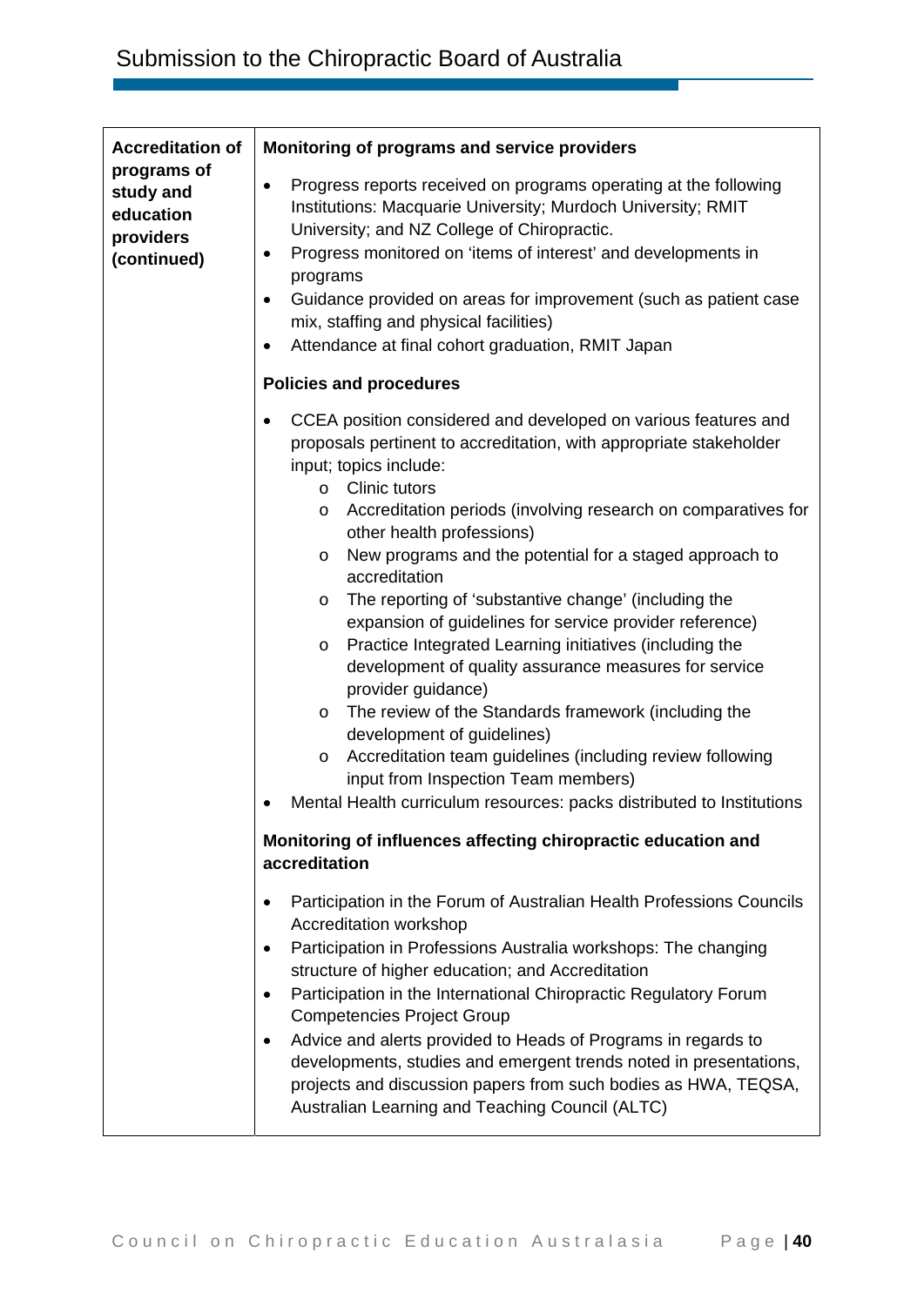| Accreditation of programs of study and education providers (continued) | **Monitoring of programs and service providers**<br>• Progress reports received on programs operating at the following Institutions: Macquarie University; Murdoch University; RMIT University; and NZ College of Chiropractic.<br>• Progress monitored on 'items of interest' and developments in programs<br>• Guidance provided on areas for improvement (such as patient case mix, staffing and physical facilities)<br>• Attendance at final cohort graduation, RMIT Japan<br><br>**Policies and procedures**<br>• CCEA position considered and developed on various features and proposals pertinent to accreditation, with appropriate stakeholder input; topics include:<br>&nbsp;&nbsp;&nbsp;&nbsp;o Clinic tutors<br>&nbsp;&nbsp;&nbsp;&nbsp;o Accreditation periods (involving research on comparatives for other health professions)<br>&nbsp;&nbsp;&nbsp;&nbsp;o New programs and the potential for a staged approach to accreditation<br>&nbsp;&nbsp;&nbsp;&nbsp;o The reporting of 'substantive change' (including the expansion of guidelines for service provider reference)<br>&nbsp;&nbsp;&nbsp;&nbsp;o Practice Integrated Learning initiatives (including the development of quality assurance measures for service provider guidance)<br>&nbsp;&nbsp;&nbsp;&nbsp;o The review of the Standards framework (including the development of guidelines)<br>&nbsp;&nbsp;&nbsp;&nbsp;o Accreditation team guidelines (including review following input from Inspection Team members)<br>• Mental Health curriculum resources: packs distributed to Institutions<br><br>**Monitoring of influences affecting chiropractic education and accreditation**<br>• Participation in the Forum of Australian Health Professions Councils Accreditation workshop<br>• Participation in Professions Australia workshops: The changing structure of higher education; and Accreditation<br>• Participation in the International Chiropractic Regulatory Forum Competencies Project Group<br>• Advice and alerts provided to Heads of Programs in regards to developments, studies and emergent trends noted in presentations, projects and discussion papers from such bodies as HWA, TEQSA, Australian Learning and Teaching Council (ALTC) |
|---|---|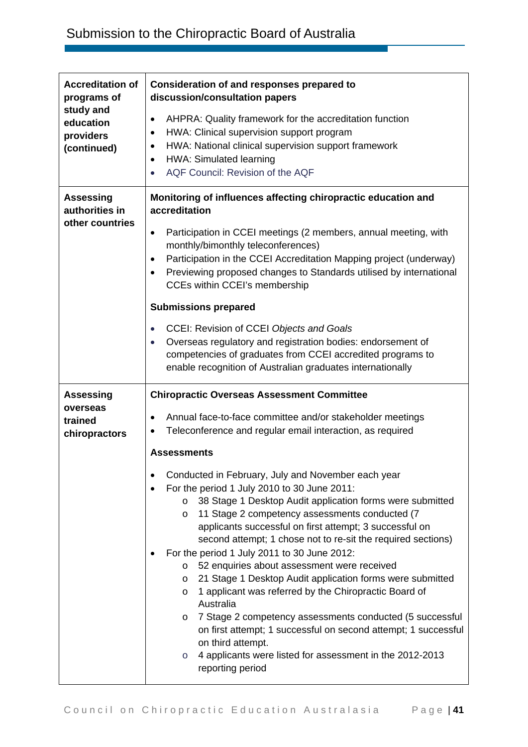| | |
|---|---|
| **Accreditation of programs of study and education providers (continued)** | **Consideration of and responses prepared to discussion/consultation papers**<br><br>• AHPRA: Quality framework for the accreditation function<br>• HWA: Clinical supervision support program<br>• HWA: National clinical supervision support framework<br>• HWA: Simulated learning<br>• AQF Council: Revision of the AQF |
| **Assessing authorities in other countries** | **Monitoring of influences affecting chiropractic education and accreditation**<br><br>• Participation in CCEI meetings (2 members, annual meeting, with monthly/bimonthly teleconferences)<br>• Participation in the CCEI Accreditation Mapping project (underway)<br>• Previewing proposed changes to Standards utilised by international CCEs within CCEI's membership<br><br>**Submissions prepared**<br><br>• CCEI: Revision of CCEI *Objects and Goals*<br>• Overseas regulatory and registration bodies: endorsement of competencies of graduates from CCEI accredited programs to enable recognition of Australian graduates internationally |
| **Assessing overseas trained chiropractors** | **Chiropractic Overseas Assessment Committee**<br><br>• Annual face-to-face committee and/or stakeholder meetings<br>• Teleconference and regular email interaction, as required<br><br>**Assessments**<br><br>• Conducted in February, July and November each year<br>• For the period 1 July 2010 to 30 June 2011:<br>  o 38 Stage 1 Desktop Audit application forms were submitted<br>  o 11 Stage 2 competency assessments conducted (7 applicants successful on first attempt; 3 successful on second attempt; 1 chose not to re-sit the required sections)<br>• For the period 1 July 2011 to 30 June 2012:<br>  o 52 enquiries about assessment were received<br>  o 21 Stage 1 Desktop Audit application forms were submitted<br>  o 1 applicant was referred by the Chiropractic Board of Australia<br>  o 7 Stage 2 competency assessments conducted (5 successful on first attempt; 1 successful on second attempt; 1 successful on third attempt.<br>  o 4 applicants were listed for assessment in the 2012-2013 reporting period |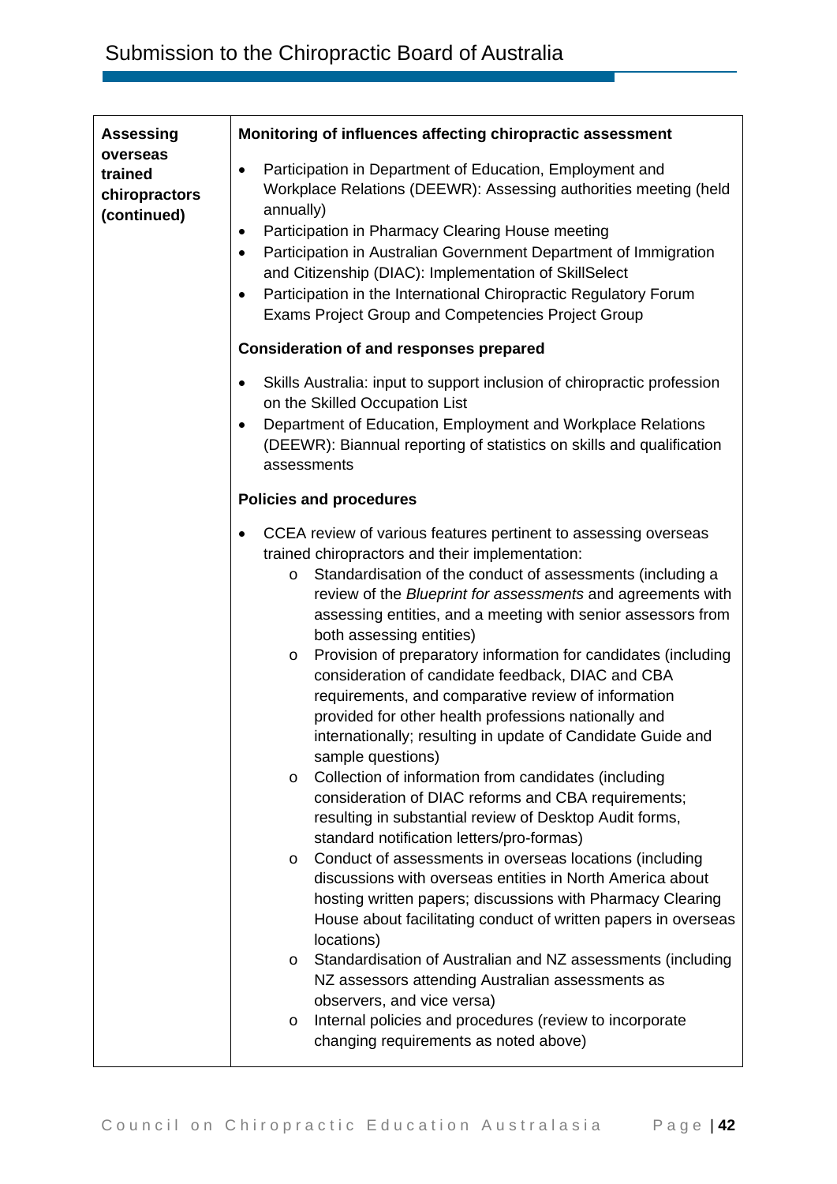| **Assessing overseas trained chiropractors (continued)** | **Monitoring of influences affecting chiropractic assessment**<br>• Participation in Department of Education, Employment and Workplace Relations (DEEWR): Assessing authorities meeting (held annually)<br>• Participation in Pharmacy Clearing House meeting<br>• Participation in Australian Government Department of Immigration and Citizenship (DIAC): Implementation of SkillSelect<br>• Participation in the International Chiropractic Regulatory Forum Exams Project Group and Competencies Project Group<br><br>**Consideration of and responses prepared**<br>• Skills Australia: input to support inclusion of chiropractic profession on the Skilled Occupation List<br>• Department of Education, Employment and Workplace Relations (DEEWR): Biannual reporting of statistics on skills and qualification assessments<br><br>**Policies and procedures**<br>• CCEA review of various features pertinent to assessing overseas trained chiropractors and their implementation:<br>  o Standardisation of the conduct of assessments (including a review of the *Blueprint for assessments* and agreements with assessing entities, and a meeting with senior assessors from both assessing entities)<br>  o Provision of preparatory information for candidates (including consideration of candidate feedback, DIAC and CBA requirements, and comparative review of information provided for other health professions nationally and internationally; resulting in update of Candidate Guide and sample questions)<br>  o Collection of information from candidates (including consideration of DIAC reforms and CBA requirements; resulting in substantial review of Desktop Audit forms, standard notification letters/pro-formas)<br>  o Conduct of assessments in overseas locations (including discussions with overseas entities in North America about hosting written papers; discussions with Pharmacy Clearing House about facilitating conduct of written papers in overseas locations)<br>  o Standardisation of Australian and NZ assessments (including NZ assessors attending Australian assessments as observers, and vice versa)<br>  o Internal policies and procedures (review to incorporate changing requirements as noted above) |
|---|---|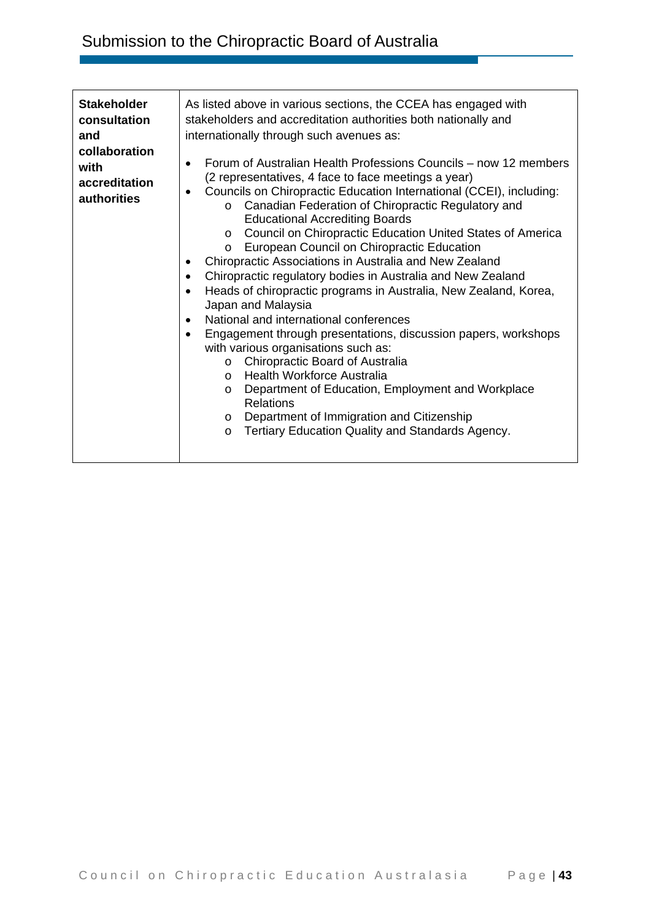| **Stakeholder consultation and collaboration with accreditation authorities** | As listed above in various sections, the CCEA has engaged with stakeholders and accreditation authorities both nationally and internationally through such avenues as:<br><br>• Forum of Australian Health Professions Councils – now 12 members (2 representatives, 4 face to face meetings a year)<br>• Councils on Chiropractic Education International (CCEI), including:<br>  o Canadian Federation of Chiropractic Regulatory and Educational Accrediting Boards<br>  o Council on Chiropractic Education United States of America<br>  o European Council on Chiropractic Education<br>• Chiropractic Associations in Australia and New Zealand<br>• Chiropractic regulatory bodies in Australia and New Zealand<br>• Heads of chiropractic programs in Australia, New Zealand, Korea, Japan and Malaysia<br>• National and international conferences<br>• Engagement through presentations, discussion papers, workshops with various organisations such as:<br>  o Chiropractic Board of Australia<br>  o Health Workforce Australia<br>  o Department of Education, Employment and Workplace Relations<br>  o Department of Immigration and Citizenship<br>  o Tertiary Education Quality and Standards Agency. |
|---|---|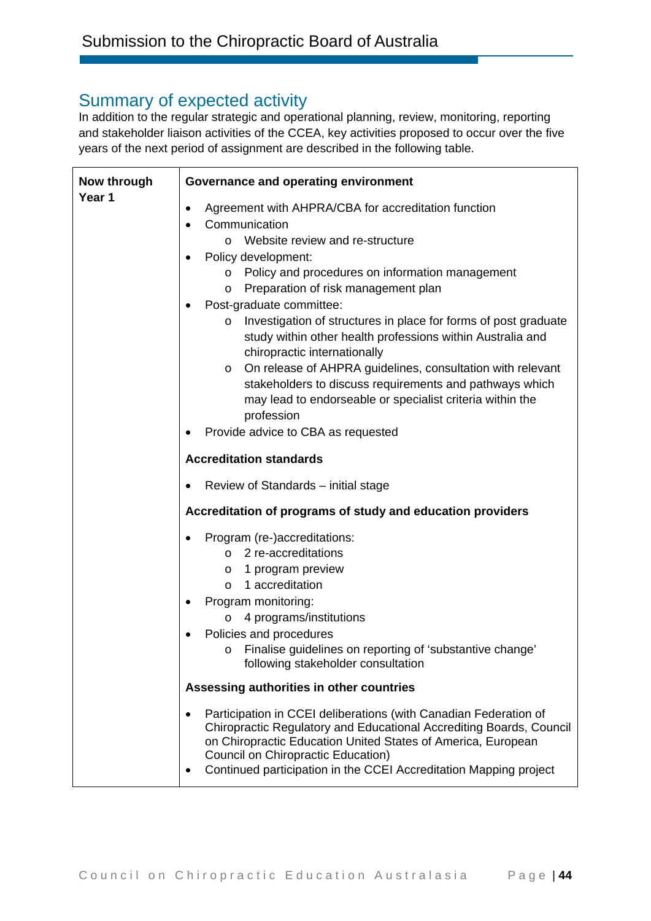## Summary of expected activity

In addition to the regular strategic and operational planning, review, monitoring, reporting and stakeholder liaison activities of the CCEA, key activities proposed to occur over the five years of the next period of assignment are described in the following table.

| | |
|---|---|
| **Now through Year 1** | **Governance and operating environment**<br><br>• Agreement with AHPRA/CBA for accreditation function<br>• Communication<br>&nbsp;&nbsp;&nbsp;&nbsp;o Website review and re-structure<br>• Policy development:<br>&nbsp;&nbsp;&nbsp;&nbsp;o Policy and procedures on information management<br>&nbsp;&nbsp;&nbsp;&nbsp;o Preparation of risk management plan<br>• Post-graduate committee:<br>&nbsp;&nbsp;&nbsp;&nbsp;o Investigation of structures in place for forms of post graduate study within other health professions within Australia and chiropractic internationally<br>&nbsp;&nbsp;&nbsp;&nbsp;o On release of AHPRA guidelines, consultation with relevant stakeholders to discuss requirements and pathways which may lead to endorseable or specialist criteria within the profession<br>• Provide advice to CBA as requested<br><br>**Accreditation standards**<br><br>• Review of Standards – initial stage<br><br>**Accreditation of programs of study and education providers**<br><br>• Program (re-)accreditations:<br>&nbsp;&nbsp;&nbsp;&nbsp;o 2 re-accreditations<br>&nbsp;&nbsp;&nbsp;&nbsp;o 1 program preview<br>&nbsp;&nbsp;&nbsp;&nbsp;o 1 accreditation<br>• Program monitoring:<br>&nbsp;&nbsp;&nbsp;&nbsp;o 4 programs/institutions<br>• Policies and procedures<br>&nbsp;&nbsp;&nbsp;&nbsp;o Finalise guidelines on reporting of 'substantive change' following stakeholder consultation<br><br>**Assessing authorities in other countries**<br><br>• Participation in CCEI deliberations (with Canadian Federation of Chiropractic Regulatory and Educational Accrediting Boards, Council on Chiropractic Education United States of America, European Council on Chiropractic Education)<br>• Continued participation in the CCEI Accreditation Mapping project |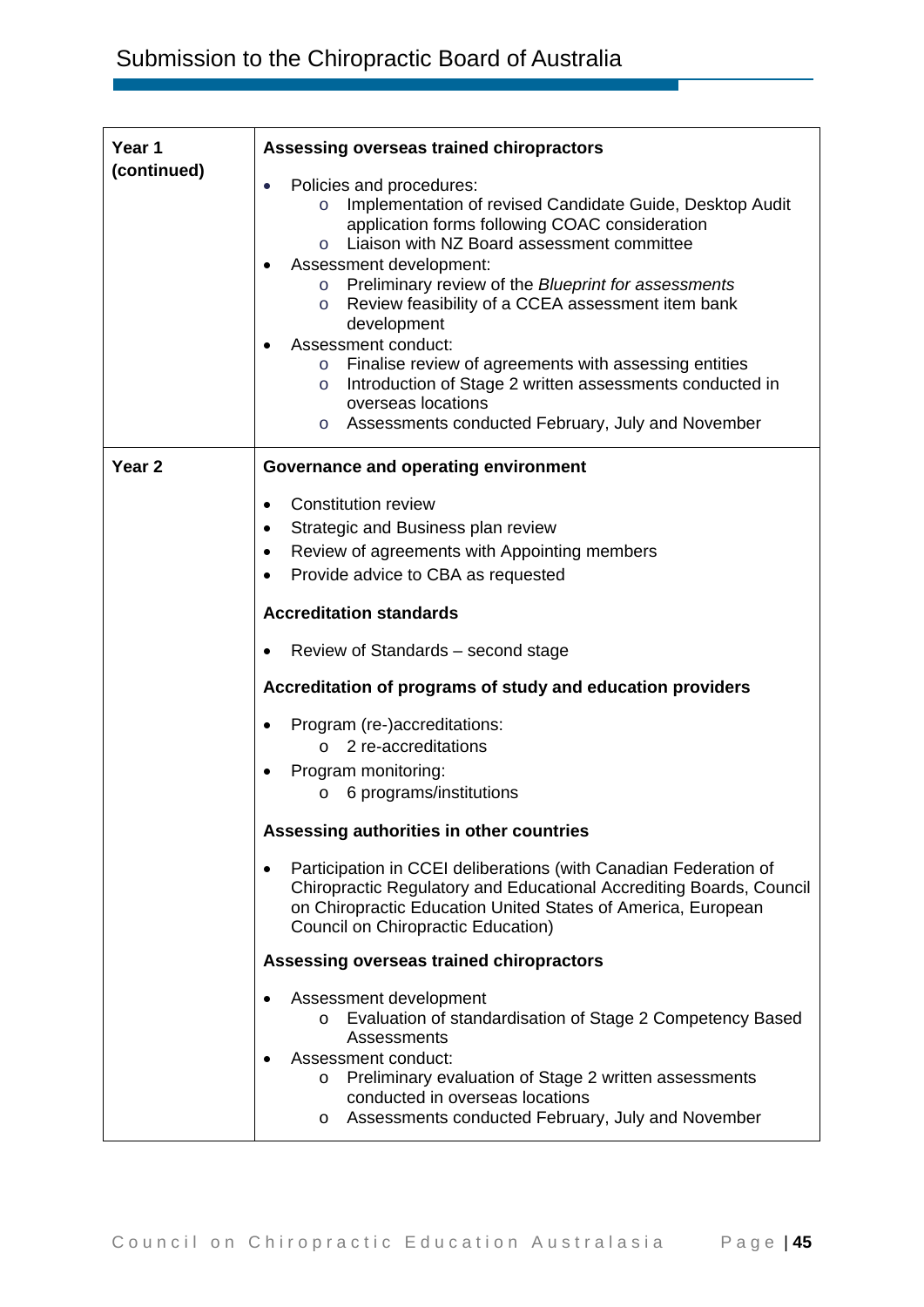| | |
|---|---|
| **Year 1 (continued)** | **Assessing overseas trained chiropractors**<br><br>• Policies and procedures:<br>  o Implementation of revised Candidate Guide, Desktop Audit application forms following COAC consideration<br>  o Liaison with NZ Board assessment committee<br>• Assessment development:<br>  o Preliminary review of the *Blueprint for assessments*<br>  o Review feasibility of a CCEA assessment item bank development<br>• Assessment conduct:<br>  o Finalise review of agreements with assessing entities<br>  o Introduction of Stage 2 written assessments conducted in overseas locations<br>  o Assessments conducted February, July and November |
| **Year 2** | **Governance and operating environment**<br><br>• Constitution review<br>• Strategic and Business plan review<br>• Review of agreements with Appointing members<br>• Provide advice to CBA as requested<br><br>**Accreditation standards**<br><br>• Review of Standards – second stage<br><br>**Accreditation of programs of study and education providers**<br><br>• Program (re-)accreditations:<br>  o 2 re-accreditations<br>• Program monitoring:<br>  o 6 programs/institutions<br><br>**Assessing authorities in other countries**<br><br>• Participation in CCEI deliberations (with Canadian Federation of Chiropractic Regulatory and Educational Accrediting Boards, Council on Chiropractic Education United States of America, European Council on Chiropractic Education)<br><br>**Assessing overseas trained chiropractors**<br><br>• Assessment development<br>  o Evaluation of standardisation of Stage 2 Competency Based Assessments<br>• Assessment conduct:<br>  o Preliminary evaluation of Stage 2 written assessments conducted in overseas locations<br>  o Assessments conducted February, July and November |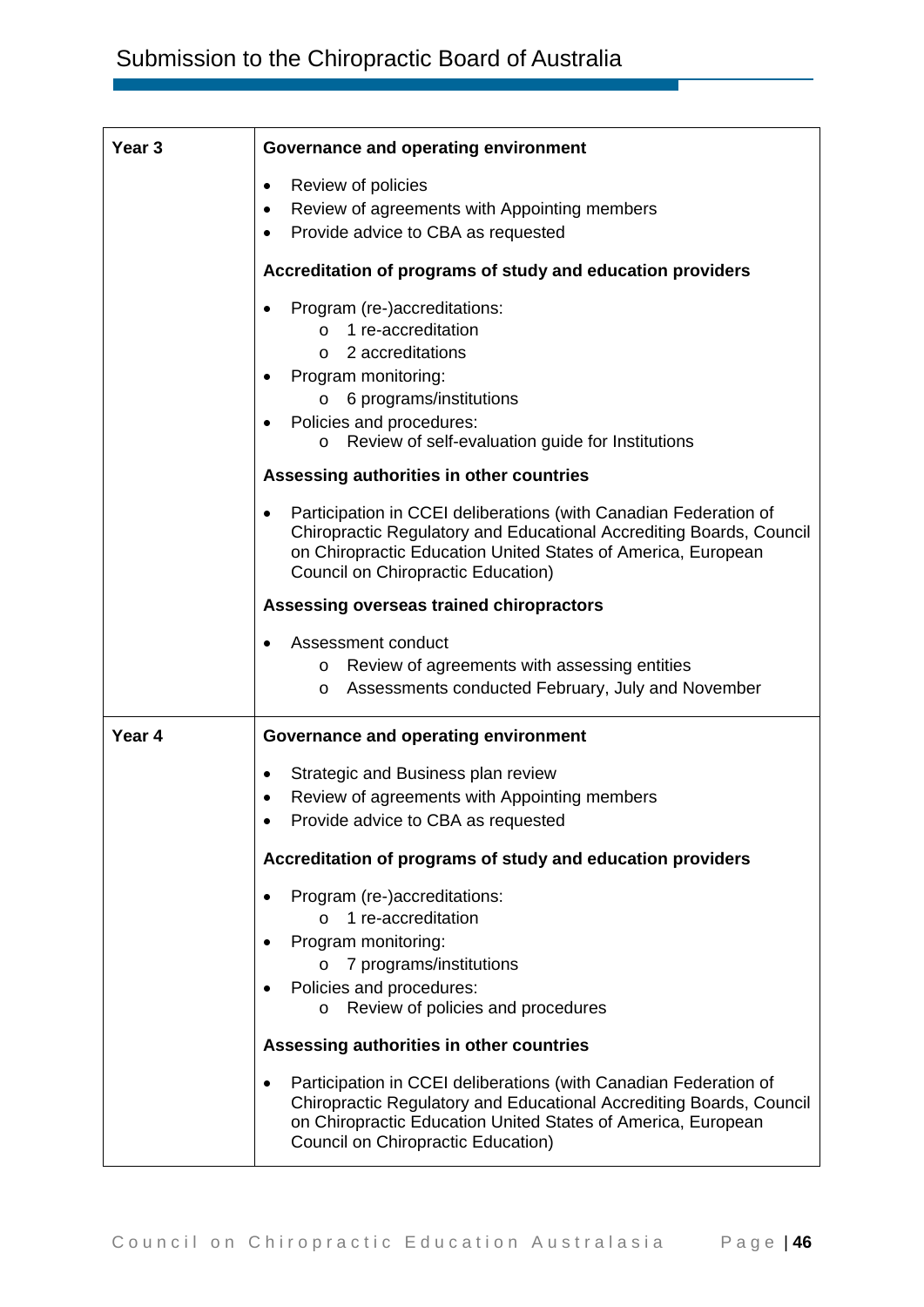| Year | Activities |
|---|---|
| **Year 3** | **Governance and operating environment**<br><br>• Review of policies<br>• Review of agreements with Appointing members<br>• Provide advice to CBA as requested<br><br>**Accreditation of programs of study and education providers**<br><br>• Program (re-)accreditations:<br>  o 1 re-accreditation<br>  o 2 accreditations<br>• Program monitoring:<br>  o 6 programs/institutions<br>• Policies and procedures:<br>  o Review of self-evaluation guide for Institutions<br><br>**Assessing authorities in other countries**<br><br>• Participation in CCEI deliberations (with Canadian Federation of Chiropractic Regulatory and Educational Accrediting Boards, Council on Chiropractic Education United States of America, European Council on Chiropractic Education)<br><br>**Assessing overseas trained chiropractors**<br><br>• Assessment conduct<br>  o Review of agreements with assessing entities<br>  o Assessments conducted February, July and November |
| **Year 4** | **Governance and operating environment**<br><br>• Strategic and Business plan review<br>• Review of agreements with Appointing members<br>• Provide advice to CBA as requested<br><br>**Accreditation of programs of study and education providers**<br><br>• Program (re-)accreditations:<br>  o 1 re-accreditation<br>• Program monitoring:<br>  o 7 programs/institutions<br>• Policies and procedures:<br>  o Review of policies and procedures<br><br>**Assessing authorities in other countries**<br><br>• Participation in CCEI deliberations (with Canadian Federation of Chiropractic Regulatory and Educational Accrediting Boards, Council on Chiropractic Education United States of America, European Council on Chiropractic Education) |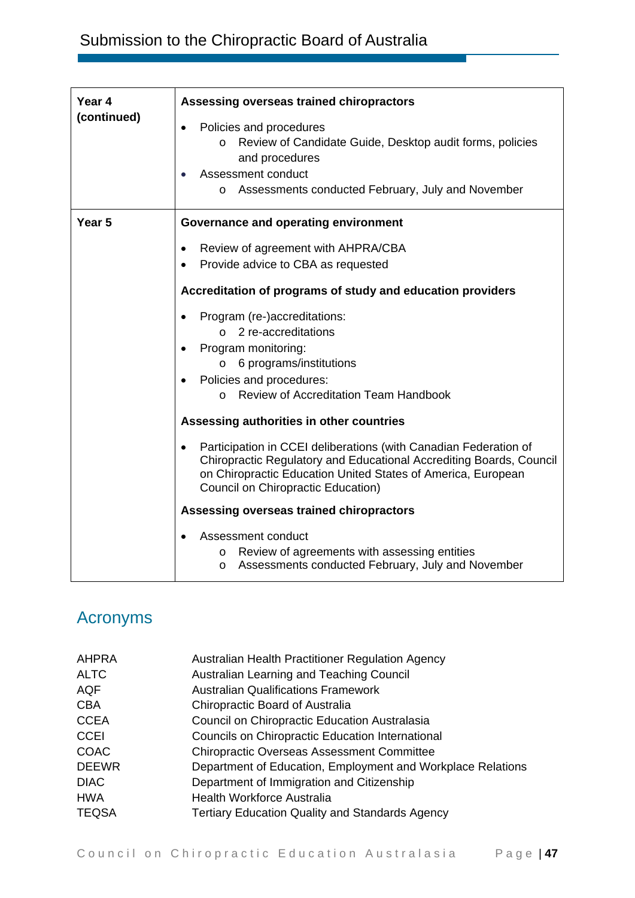| | |
|---|---|
| **Year 4 (continued)** | **Assessing overseas trained chiropractors**<br><br>• Policies and procedures<br>&nbsp;&nbsp;&nbsp;&nbsp;o Review of Candidate Guide, Desktop audit forms, policies and procedures<br>• Assessment conduct<br>&nbsp;&nbsp;&nbsp;&nbsp;o Assessments conducted February, July and November |
| **Year 5** | **Governance and operating environment**<br><br>• Review of agreement with AHPRA/CBA<br>• Provide advice to CBA as requested<br><br>**Accreditation of programs of study and education providers**<br><br>• Program (re-)accreditations:<br>&nbsp;&nbsp;&nbsp;&nbsp;o 2 re-accreditations<br>• Program monitoring:<br>&nbsp;&nbsp;&nbsp;&nbsp;o 6 programs/institutions<br>• Policies and procedures:<br>&nbsp;&nbsp;&nbsp;&nbsp;o Review of Accreditation Team Handbook<br><br>**Assessing authorities in other countries**<br><br>• Participation in CCEI deliberations (with Canadian Federation of Chiropractic Regulatory and Educational Accrediting Boards, Council on Chiropractic Education United States of America, European Council on Chiropractic Education)<br><br>**Assessing overseas trained chiropractors**<br><br>• Assessment conduct<br>&nbsp;&nbsp;&nbsp;&nbsp;o Review of agreements with assessing entities<br>&nbsp;&nbsp;&nbsp;&nbsp;o Assessments conducted February, July and November |

## Acronyms

| | |
|---|---|
| AHPRA | Australian Health Practitioner Regulation Agency |
| ALTC | Australian Learning and Teaching Council |
| AQF | Australian Qualifications Framework |
| CBA | Chiropractic Board of Australia |
| CCEA | Council on Chiropractic Education Australasia |
| CCEI | Councils on Chiropractic Education International |
| COAC | Chiropractic Overseas Assessment Committee |
| DEEWR | Department of Education, Employment and Workplace Relations |
| DIAC | Department of Immigration and Citizenship |
| HWA | Health Workforce Australia |
| TEQSA | Tertiary Education Quality and Standards Agency |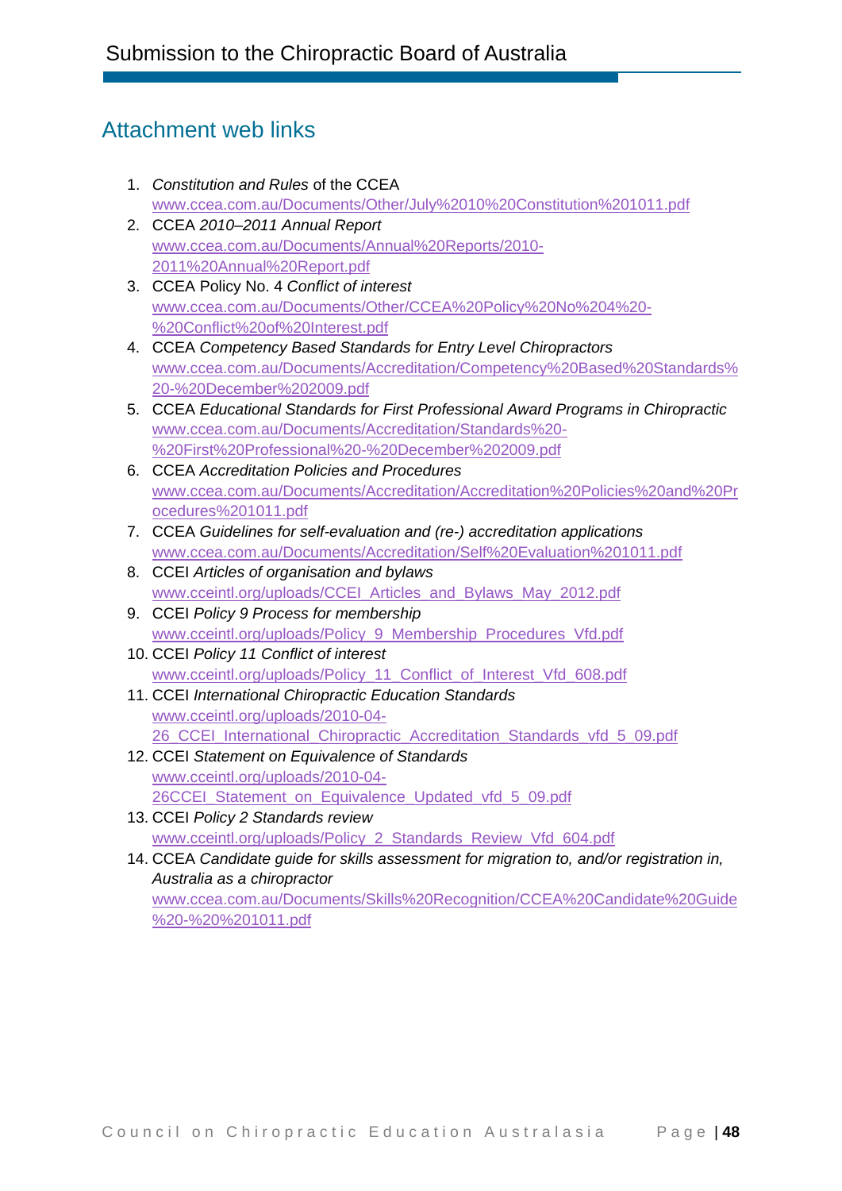## Attachment web links

1. *Constitution and Rules* of the CCEA
   www.ccea.com.au/Documents/Other/July%2010%20Constitution%201011.pdf
2. CCEA *2010–2011 Annual Report*
   www.ccea.com.au/Documents/Annual%20Reports/2010-2011%20Annual%20Report.pdf
3. CCEA Policy No. 4 *Conflict of interest*
   www.ccea.com.au/Documents/Other/CCEA%20Policy%20No%204%20-%20Conflict%20of%20Interest.pdf
4. CCEA *Competency Based Standards for Entry Level Chiropractors*
   www.ccea.com.au/Documents/Accreditation/Competency%20Based%20Standards%20-%20December%202009.pdf
5. CCEA *Educational Standards for First Professional Award Programs in Chiropractic*
   www.ccea.com.au/Documents/Accreditation/Standards%20-%20First%20Professional%20-%20December%202009.pdf
6. CCEA *Accreditation Policies and Procedures*
   www.ccea.com.au/Documents/Accreditation/Accreditation%20Policies%20and%20Procedures%201011.pdf
7. CCEA *Guidelines for self-evaluation and (re-) accreditation applications*
   www.ccea.com.au/Documents/Accreditation/Self%20Evaluation%201011.pdf
8. CCEI *Articles of organisation and bylaws*
   www.cceintl.org/uploads/CCEI_Articles_and_Bylaws_May_2012.pdf
9. CCEI *Policy 9 Process for membership*
   www.cceintl.org/uploads/Policy_9_Membership_Procedures_Vfd.pdf
10. CCEI *Policy 11 Conflict of interest*
    www.cceintl.org/uploads/Policy_11_Conflict_of_Interest_Vfd_608.pdf
11. CCEI *International Chiropractic Education Standards*
    www.cceintl.org/uploads/2010-04-26_CCEI_International_Chiropractic_Accreditation_Standards_vfd_5_09.pdf
12. CCEI *Statement on Equivalence of Standards*
    www.cceintl.org/uploads/2010-04-26CCEI_Statement_on_Equivalence_Updated_vfd_5_09.pdf
13. CCEI *Policy 2 Standards review*
    www.cceintl.org/uploads/Policy_2_Standards_Review_Vfd_604.pdf
14. CCEA *Candidate guide for skills assessment for migration to, and/or registration in, Australia as a chiropractor*
    www.ccea.com.au/Documents/Skills%20Recognition/CCEA%20Candidate%20Guide%20-%20%201011.pdf